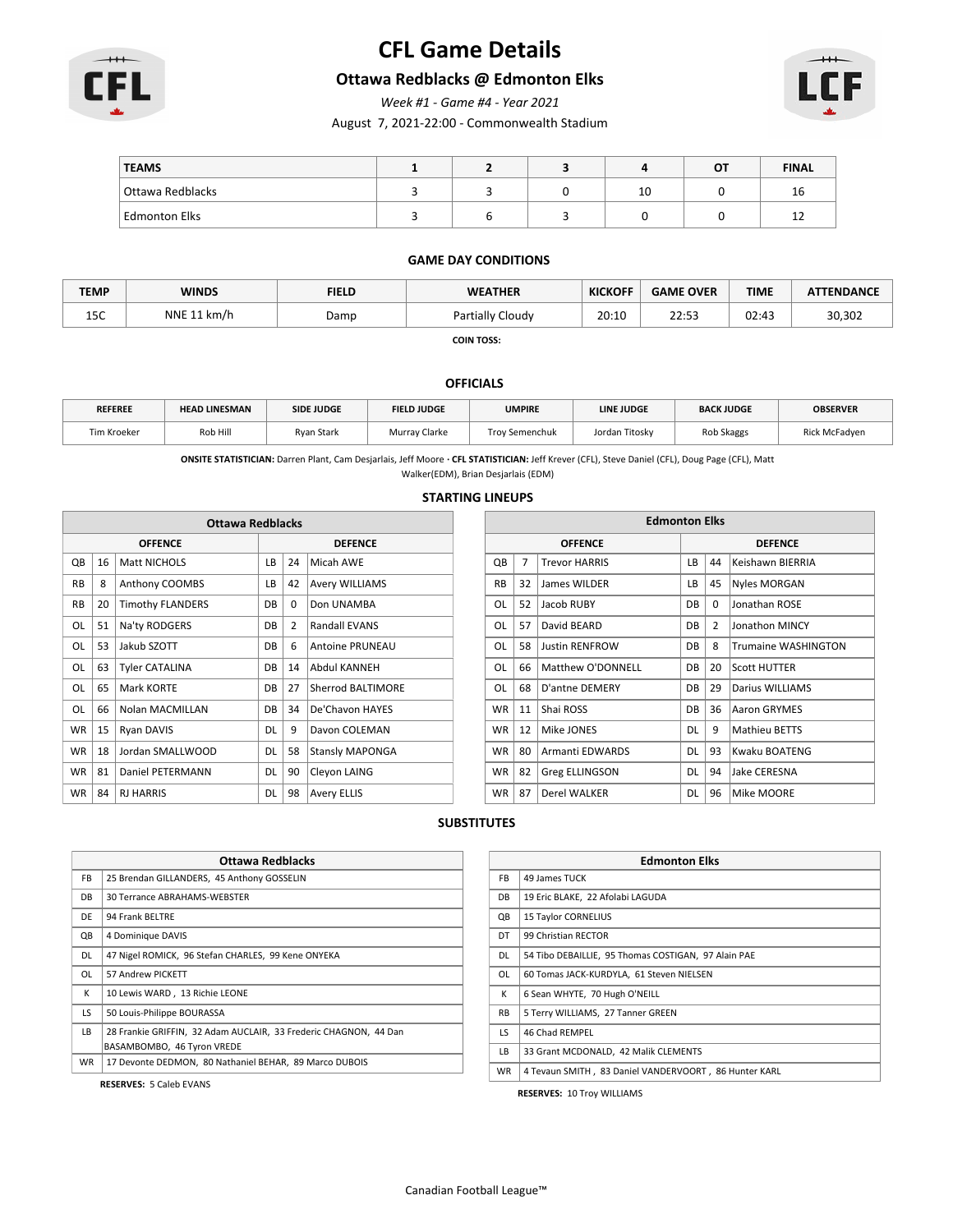# CFL Game Details

## Ottawa Redblacks @ Edmonton Elks

*Week #1 - Game #4 - Year 2021*

August 7, 2021-22:00 - Commonwealth Stadium

| TEAMS | 1 | 2 | 3 | 4 | OT | FINAL |
|---|---|---|---|---|---|---|
| Ottawa Redblacks | 3 | 3 | 0 | 10 | 0 | 16 |
| Edmonton Elks | 3 | 6 | 3 | 0 | 0 | 12 |

### GAME DAY CONDITIONS

| TEMP | WINDS | FIELD | WEATHER | KICKOFF | GAME OVER | TIME | ATTENDANCE |
|---|---|---|---|---|---|---|---|
| 15C | NNE 11 km/h | Damp | Partially Cloudy | 20:10 | 22:53 | 02:43 | 30,302 |

**COIN TOSS:**

### OFFICIALS

| REFEREE | HEAD LINESMAN | SIDE JUDGE | FIELD JUDGE | UMPIRE | LINE JUDGE | BACK JUDGE | OBSERVER |
|---|---|---|---|---|---|---|---|
| Tim Kroeker | Rob Hill | Ryan Stark | Murray Clarke | Troy Semenchuk | Jordan Titosky | Rob Skaggs | Rick McFadyen |

**ONSITE STATISTICIAN:** Darren Plant, Cam Desjarlais, Jeff Moore · **CFL STATISTICIAN:** Jeff Krever (CFL), Steve Daniel (CFL), Doug Page (CFL), Matt Walker(EDM), Brian Desjarlais (EDM)

### STARTING LINEUPS

**Ottawa Redblacks**

| OFFENCE | | | DEFENCE | | |
|---|---|---|---|---|---|
| QB | 16 | Matt NICHOLS | LB | 24 | Micah AWE |
| RB | 8 | Anthony COOMBS | LB | 42 | Avery WILLIAMS |
| RB | 20 | Timothy FLANDERS | DB | 0 | Don UNAMBA |
| OL | 51 | Na'ty RODGERS | DB | 2 | Randall EVANS |
| OL | 53 | Jakub SZOTT | DB | 6 | Antoine PRUNEAU |
| OL | 63 | Tyler CATALINA | DB | 14 | Abdul KANNEH |
| OL | 65 | Mark KORTE | DB | 27 | Sherrod BALTIMORE |
| OL | 66 | Nolan MACMILLAN | DB | 34 | De'Chavon HAYES |
| WR | 15 | Ryan DAVIS | DL | 9 | Davon COLEMAN |
| WR | 18 | Jordan SMALLWOOD | DL | 58 | Stansly MAPONGA |
| WR | 81 | Daniel PETERMANN | DL | 90 | Cleyon LAING |
| WR | 84 | RJ HARRIS | DL | 98 | Avery ELLIS |

**Edmonton Elks**

| OFFENCE | | | DEFENCE | | |
|---|---|---|---|---|---|
| QB | 7 | Trevor HARRIS | LB | 44 | Keishawn BIERRIA |
| RB | 32 | James WILDER | LB | 45 | Nyles MORGAN |
| OL | 52 | Jacob RUBY | DB | 0 | Jonathan ROSE |
| OL | 57 | David BEARD | DB | 2 | Jonathon MINCY |
| OL | 58 | Justin RENFROW | DB | 8 | Trumaine WASHINGTON |
| OL | 66 | Matthew O'DONNELL | DB | 20 | Scott HUTTER |
| OL | 68 | D'antne DEMERY | DB | 29 | Darius WILLIAMS |
| WR | 11 | Shai ROSS | DB | 36 | Aaron GRYMES |
| WR | 12 | Mike JONES | DL | 9 | Mathieu BETTS |
| WR | 80 | Armanti EDWARDS | DL | 93 | Kwaku BOATENG |
| WR | 82 | Greg ELLINGSON | DL | 94 | Jake CERESNA |
| WR | 87 | Derel WALKER | DL | 96 | Mike MOORE |

### SUBSTITUTES

**Ottawa Redblacks**

| Pos | Players |
|---|---|
| FB | 25 Brendan GILLANDERS, 45 Anthony GOSSELIN |
| DB | 30 Terrance ABRAHAMS-WEBSTER |
| DE | 94 Frank BELTRE |
| QB | 4 Dominique DAVIS |
| DL | 47 Nigel ROMICK, 96 Stefan CHARLES, 99 Kene ONYEKA |
| OL | 57 Andrew PICKETT |
| K | 10 Lewis WARD , 13 Richie LEONE |
| LS | 50 Louis-Philippe BOURASSA |
| LB | 28 Frankie GRIFFIN, 32 Adam AUCLAIR, 33 Frederic CHAGNON, 44 Dan BASAMBOMBO, 46 Tyron VREDE |
| WR | 17 Devonte DEDMON, 80 Nathaniel BEHAR, 89 Marco DUBOIS |

**RESERVES:** 5 Caleb EVANS

**Edmonton Elks**

| Pos | Players |
|---|---|
| FB | 49 James TUCK |
| DB | 19 Eric BLAKE, 22 Afolabi LAGUDA |
| QB | 15 Taylor CORNELIUS |
| DT | 99 Christian RECTOR |
| DL | 54 Tibo DEBAILLIE, 95 Thomas COSTIGAN, 97 Alain PAE |
| OL | 60 Tomas JACK-KURDYLA, 61 Steven NIELSEN |
| K | 6 Sean WHYTE, 70 Hugh O'NEILL |
| RB | 5 Terry WILLIAMS, 27 Tanner GREEN |
| LS | 46 Chad REMPEL |
| LB | 33 Grant MCDONALD, 42 Malik CLEMENTS |
| WR | 4 Tevaun SMITH , 83 Daniel VANDERVOORT , 86 Hunter KARL |

**RESERVES:** 10 Troy WILLIAMS

Canadian Football League™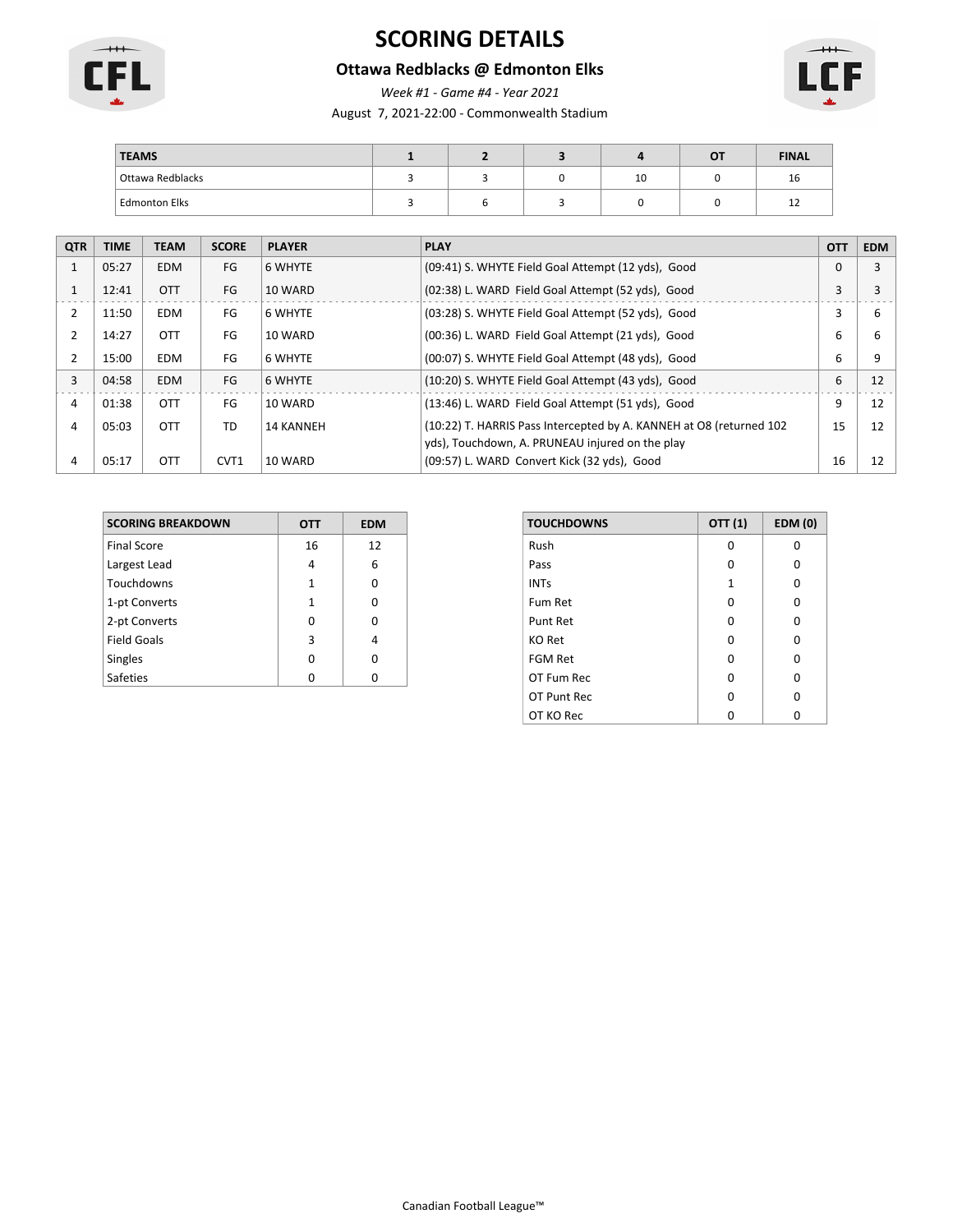# SCORING DETAILS

## Ottawa Redblacks @ Edmonton Elks

*Week #1 - Game #4 - Year 2021*

August 7, 2021-22:00 - Commonwealth Stadium

| TEAMS | 1 | 2 | 3 | 4 | OT | FINAL |
|---|---|---|---|---|---|---|
| Ottawa Redblacks | 3 | 3 | 0 | 10 | 0 | 16 |
| Edmonton Elks | 3 | 6 | 3 | 0 | 0 | 12 |

| QTR | TIME | TEAM | SCORE | PLAYER | PLAY | OTT | EDM |
|---|---|---|---|---|---|---|---|
| 1 | 05:27 | EDM | FG | 6 WHYTE | (09:41) S. WHYTE Field Goal Attempt (12 yds), Good | 0 | 3 |
| 1 | 12:41 | OTT | FG | 10 WARD | (02:38) L. WARD Field Goal Attempt (52 yds), Good | 3 | 3 |
| 2 | 11:50 | EDM | FG | 6 WHYTE | (03:28) S. WHYTE Field Goal Attempt (52 yds), Good | 3 | 6 |
| 2 | 14:27 | OTT | FG | 10 WARD | (00:36) L. WARD Field Goal Attempt (21 yds), Good | 6 | 6 |
| 2 | 15:00 | EDM | FG | 6 WHYTE | (00:07) S. WHYTE Field Goal Attempt (48 yds), Good | 6 | 9 |
| 3 | 04:58 | EDM | FG | 6 WHYTE | (10:20) S. WHYTE Field Goal Attempt (43 yds), Good | 6 | 12 |
| 4 | 01:38 | OTT | FG | 10 WARD | (13:46) L. WARD Field Goal Attempt (51 yds), Good | 9 | 12 |
| 4 | 05:03 | OTT | TD | 14 KANNEH | (10:22) T. HARRIS Pass Intercepted by A. KANNEH at O8 (returned 102 yds), Touchdown, A. PRUNEAU injured on the play | 15 | 12 |
| 4 | 05:17 | OTT | CVT1 | 10 WARD | (09:57) L. WARD Convert Kick (32 yds), Good | 16 | 12 |

| SCORING BREAKDOWN | OTT | EDM |
|---|---|---|
| Final Score | 16 | 12 |
| Largest Lead | 4 | 6 |
| Touchdowns | 1 | 0 |
| 1-pt Converts | 1 | 0 |
| 2-pt Converts | 0 | 0 |
| Field Goals | 3 | 4 |
| Singles | 0 | 0 |
| Safeties | 0 | 0 |

| TOUCHDOWNS | OTT (1) | EDM (0) |
|---|---|---|
| Rush | 0 | 0 |
| Pass | 0 | 0 |
| INTs | 1 | 0 |
| Fum Ret | 0 | 0 |
| Punt Ret | 0 | 0 |
| KO Ret | 0 | 0 |
| FGM Ret | 0 | 0 |
| OT Fum Rec | 0 | 0 |
| OT Punt Rec | 0 | 0 |
| OT KO Rec | 0 | 0 |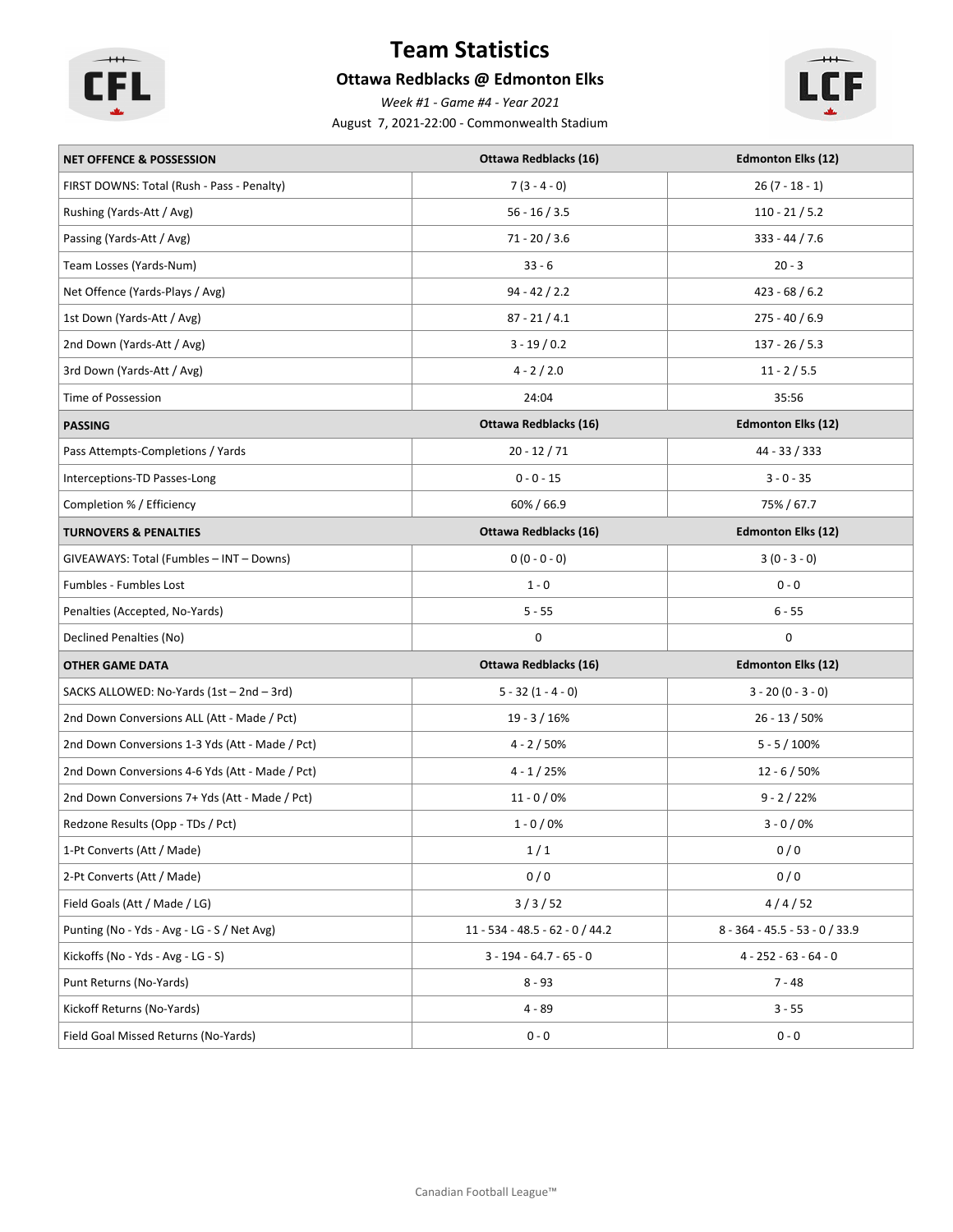# Team Statistics

## Ottawa Redblacks @ Edmonton Elks

*Week #1 - Game #4 - Year 2021*

August 7, 2021-22:00 - Commonwealth Stadium

| NET OFFENCE & POSSESSION | Ottawa Redblacks (16) | Edmonton Elks (12) |
|---|---|---|
| FIRST DOWNS: Total (Rush - Pass - Penalty) | 7 (3 - 4 - 0) | 26 (7 - 18 - 1) |
| Rushing (Yards-Att / Avg) | 56 - 16 / 3.5 | 110 - 21 / 5.2 |
| Passing (Yards-Att / Avg) | 71 - 20 / 3.6 | 333 - 44 / 7.6 |
| Team Losses (Yards-Num) | 33 - 6 | 20 - 3 |
| Net Offence (Yards-Plays / Avg) | 94 - 42 / 2.2 | 423 - 68 / 6.2 |
| 1st Down (Yards-Att / Avg) | 87 - 21 / 4.1 | 275 - 40 / 6.9 |
| 2nd Down (Yards-Att / Avg) | 3 - 19 / 0.2 | 137 - 26 / 5.3 |
| 3rd Down (Yards-Att / Avg) | 4 - 2 / 2.0 | 11 - 2 / 5.5 |
| Time of Possession | 24:04 | 35:56 |
| **PASSING** | **Ottawa Redblacks (16)** | **Edmonton Elks (12)** |
| Pass Attempts-Completions / Yards | 20 - 12 / 71 | 44 - 33 / 333 |
| Interceptions-TD Passes-Long | 0 - 0 - 15 | 3 - 0 - 35 |
| Completion % / Efficiency | 60% / 66.9 | 75% / 67.7 |
| **TURNOVERS & PENALTIES** | **Ottawa Redblacks (16)** | **Edmonton Elks (12)** |
| GIVEAWAYS: Total (Fumbles – INT – Downs) | 0 (0 - 0 - 0) | 3 (0 - 3 - 0) |
| Fumbles - Fumbles Lost | 1 - 0 | 0 - 0 |
| Penalties (Accepted, No-Yards) | 5 - 55 | 6 - 55 |
| Declined Penalties (No) | 0 | 0 |
| **OTHER GAME DATA** | **Ottawa Redblacks (16)** | **Edmonton Elks (12)** |
| SACKS ALLOWED: No-Yards (1st – 2nd – 3rd) | 5 - 32 (1 - 4 - 0) | 3 - 20 (0 - 3 - 0) |
| 2nd Down Conversions ALL (Att - Made / Pct) | 19 - 3 / 16% | 26 - 13 / 50% |
| 2nd Down Conversions 1-3 Yds (Att - Made / Pct) | 4 - 2 / 50% | 5 - 5 / 100% |
| 2nd Down Conversions 4-6 Yds (Att - Made / Pct) | 4 - 1 / 25% | 12 - 6 / 50% |
| 2nd Down Conversions 7+ Yds (Att - Made / Pct) | 11 - 0 / 0% | 9 - 2 / 22% |
| Redzone Results (Opp - TDs / Pct) | 1 - 0 / 0% | 3 - 0 / 0% |
| 1-Pt Converts (Att / Made) | 1 / 1 | 0 / 0 |
| 2-Pt Converts (Att / Made) | 0 / 0 | 0 / 0 |
| Field Goals (Att / Made / LG) | 3 / 3 / 52 | 4 / 4 / 52 |
| Punting (No - Yds - Avg - LG - S / Net Avg) | 11 - 534 - 48.5 - 62 - 0 / 44.2 | 8 - 364 - 45.5 - 53 - 0 / 33.9 |
| Kickoffs (No - Yds - Avg - LG - S) | 3 - 194 - 64.7 - 65 - 0 | 4 - 252 - 63 - 64 - 0 |
| Punt Returns (No-Yards) | 8 - 93 | 7 - 48 |
| Kickoff Returns (No-Yards) | 4 - 89 | 3 - 55 |
| Field Goal Missed Returns (No-Yards) | 0 - 0 | 0 - 0 |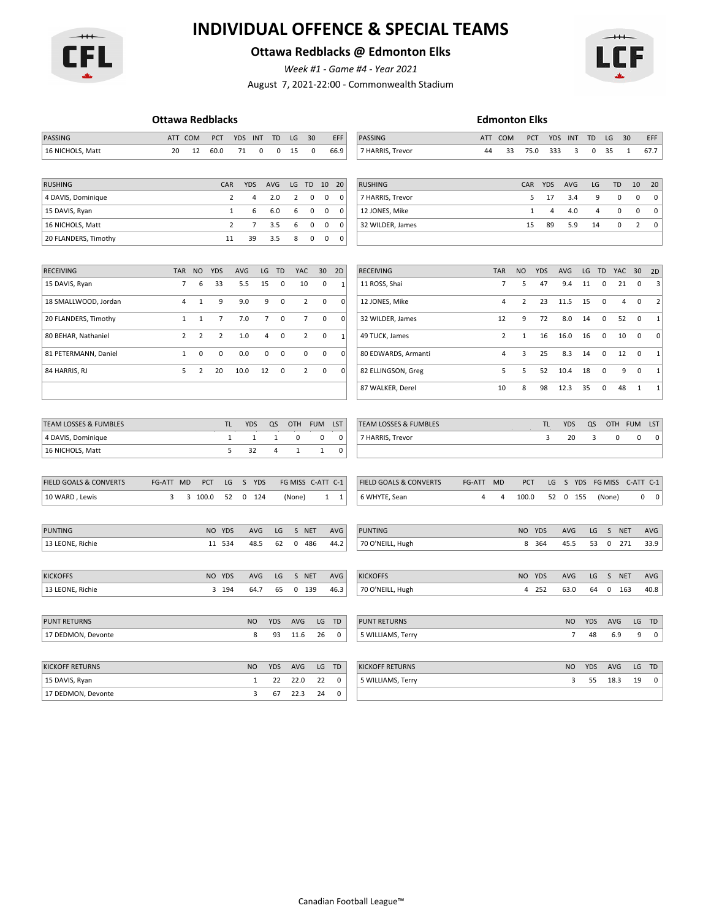# INDIVIDUAL OFFENCE & SPECIAL TEAMS

## Ottawa Redblacks @ Edmonton Elks

*Week #1 - Game #4 - Year 2021*

August 7, 2021-22:00 - Commonwealth Stadium

### Ottawa Redblacks

| PASSING | ATT | COM | PCT | YDS | INT | TD | LG | 30 | EFF |
|---|---|---|---|---|---|---|---|---|---|
| 16 NICHOLS, Matt | 20 | 12 | 60.0 | 71 | 0 | 0 | 15 | 0 | 66.9 |

| RUSHING | CAR | YDS | AVG | LG | TD | 10 | 20 |
|---|---|---|---|---|---|---|---|
| 4 DAVIS, Dominique | 2 | 4 | 2.0 | 2 | 0 | 0 | 0 |
| 15 DAVIS, Ryan | 1 | 6 | 6.0 | 6 | 0 | 0 | 0 |
| 16 NICHOLS, Matt | 2 | 7 | 3.5 | 6 | 0 | 0 | 0 |
| 20 FLANDERS, Timothy | 11 | 39 | 3.5 | 8 | 0 | 0 | 0 |

| RECEIVING | TAR | NO | YDS | AVG | LG | TD | YAC | 30 | 2D |
|---|---|---|---|---|---|---|---|---|---|
| 15 DAVIS, Ryan | 7 | 6 | 33 | 5.5 | 15 | 0 | 10 | 0 | 1 |
| 18 SMALLWOOD, Jordan | 4 | 1 | 9 | 9.0 | 9 | 0 | 2 | 0 | 0 |
| 20 FLANDERS, Timothy | 1 | 1 | 7 | 7.0 | 7 | 0 | 7 | 0 | 0 |
| 80 BEHAR, Nathaniel | 2 | 2 | 2 | 1.0 | 4 | 0 | 2 | 0 | 1 |
| 81 PETERMANN, Daniel | 1 | 0 | 0 | 0.0 | 0 | 0 | 0 | 0 | 0 |
| 84 HARRIS, RJ | 5 | 2 | 20 | 10.0 | 12 | 0 | 2 | 0 | 0 |

| TEAM LOSSES & FUMBLES | TL | YDS | QS | OTH | FUM | LST |
|---|---|---|---|---|---|---|
| 4 DAVIS, Dominique | 1 | 1 | 1 | 0 | 0 | 0 |
| 16 NICHOLS, Matt | 5 | 32 | 4 | 1 | 1 | 0 |

| FIELD GOALS & CONVERTS | FG-ATT | MD | PCT | LG | S | YDS | FG MISS | C-ATT | C-1 |
|---|---|---|---|---|---|---|---|---|---|
| 10 WARD , Lewis | 3 | 3 | 100.0 | 52 | 0 | 124 | (None) | 1 | 1 |

| PUNTING | NO | YDS | AVG | LG | S | NET | AVG |
|---|---|---|---|---|---|---|---|
| 13 LEONE, Richie | 11 | 534 | 48.5 | 62 | 0 | 486 | 44.2 |

| KICKOFFS | NO | YDS | AVG | LG | S | NET | AVG |
|---|---|---|---|---|---|---|---|
| 13 LEONE, Richie | 3 | 194 | 64.7 | 65 | 0 | 139 | 46.3 |

| PUNT RETURNS | NO | YDS | AVG | LG | TD |
|---|---|---|---|---|---|
| 17 DEDMON, Devonte | 8 | 93 | 11.6 | 26 | 0 |

| KICKOFF RETURNS | NO | YDS | AVG | LG | TD |
|---|---|---|---|---|---|
| 15 DAVIS, Ryan | 1 | 22 | 22.0 | 22 | 0 |
| 17 DEDMON, Devonte | 3 | 67 | 22.3 | 24 | 0 |

### Edmonton Elks

| PASSING | ATT | COM | PCT | YDS | INT | TD | LG | 30 | EFF |
|---|---|---|---|---|---|---|---|---|---|
| 7 HARRIS, Trevor | 44 | 33 | 75.0 | 333 | 3 | 0 | 35 | 1 | 67.7 |

| RUSHING | CAR | YDS | AVG | LG | TD | 10 | 20 |
|---|---|---|---|---|---|---|---|
| 7 HARRIS, Trevor | 5 | 17 | 3.4 | 9 | 0 | 0 | 0 |
| 12 JONES, Mike | 1 | 4 | 4.0 | 4 | 0 | 0 | 0 |
| 32 WILDER, James | 15 | 89 | 5.9 | 14 | 0 | 2 | 0 |

| RECEIVING | TAR | NO | YDS | AVG | LG | TD | YAC | 30 | 2D |
|---|---|---|---|---|---|---|---|---|---|
| 11 ROSS, Shai | 7 | 5 | 47 | 9.4 | 11 | 0 | 21 | 0 | 3 |
| 12 JONES, Mike | 4 | 2 | 23 | 11.5 | 15 | 0 | 4 | 0 | 2 |
| 32 WILDER, James | 12 | 9 | 72 | 8.0 | 14 | 0 | 52 | 0 | 1 |
| 49 TUCK, James | 2 | 1 | 16 | 16.0 | 16 | 0 | 10 | 0 | 0 |
| 80 EDWARDS, Armanti | 4 | 3 | 25 | 8.3 | 14 | 0 | 12 | 0 | 1 |
| 82 ELLINGSON, Greg | 5 | 5 | 52 | 10.4 | 18 | 0 | 9 | 0 | 1 |
| 87 WALKER, Derel | 10 | 8 | 98 | 12.3 | 35 | 0 | 48 | 1 | 1 |

| TEAM LOSSES & FUMBLES | TL | YDS | QS | OTH | FUM | LST |
|---|---|---|---|---|---|---|
| 7 HARRIS, Trevor | 3 | 20 | 3 | 0 | 0 | 0 |

| FIELD GOALS & CONVERTS | FG-ATT | MD | PCT | LG | S | YDS | FG MISS | C-ATT | C-1 |
|---|---|---|---|---|---|---|---|---|---|
| 6 WHYTE, Sean | 4 | 4 | 100.0 | 52 | 0 | 155 | (None) | 0 | 0 |

| PUNTING | NO | YDS | AVG | LG | S | NET | AVG |
|---|---|---|---|---|---|---|---|
| 70 O'NEILL, Hugh | 8 | 364 | 45.5 | 53 | 0 | 271 | 33.9 |

| KICKOFFS | NO | YDS | AVG | LG | S | NET | AVG |
|---|---|---|---|---|---|---|---|
| 70 O'NEILL, Hugh | 4 | 252 | 63.0 | 64 | 0 | 163 | 40.8 |

| PUNT RETURNS | NO | YDS | AVG | LG | TD |
|---|---|---|---|---|---|
| 5 WILLIAMS, Terry | 7 | 48 | 6.9 | 9 | 0 |

| KICKOFF RETURNS | NO | YDS | AVG | LG | TD |
|---|---|---|---|---|---|
| 5 WILLIAMS, Terry | 3 | 55 | 18.3 | 19 | 0 |

Canadian Football League™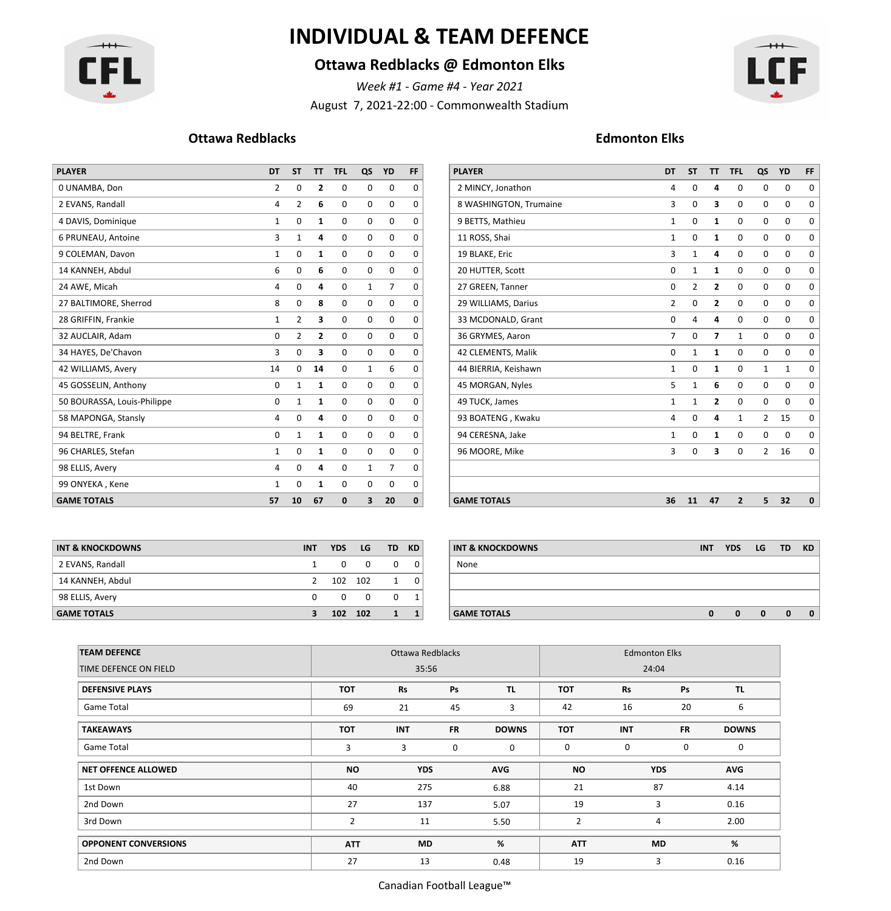# INDIVIDUAL & TEAM DEFENCE

## Ottawa Redblacks @ Edmonton Elks

*Week #1 - Game #4 - Year 2021*

August 7, 2021-22:00 - Commonwealth Stadium

### Ottawa Redblacks

| PLAYER | DT | ST | TT | TFL | QS | YD | FF |
|---|---|---|---|---|---|---|---|
| 0 UNAMBA, Don | 2 | 0 | **2** | 0 | 0 | 0 | 0 |
| 2 EVANS, Randall | 4 | 2 | **6** | 0 | 0 | 0 | 0 |
| 4 DAVIS, Dominique | 1 | 0 | **1** | 0 | 0 | 0 | 0 |
| 6 PRUNEAU, Antoine | 3 | 1 | **4** | 0 | 0 | 0 | 0 |
| 9 COLEMAN, Davon | 1 | 0 | **1** | 0 | 0 | 0 | 0 |
| 14 KANNEH, Abdul | 6 | 0 | **6** | 0 | 0 | 0 | 0 |
| 24 AWE, Micah | 4 | 0 | **4** | 0 | 1 | 7 | 0 |
| 27 BALTIMORE, Sherrod | 8 | 0 | **8** | 0 | 0 | 0 | 0 |
| 28 GRIFFIN, Frankie | 1 | 2 | **3** | 0 | 0 | 0 | 0 |
| 32 AUCLAIR, Adam | 0 | 2 | **2** | 0 | 0 | 0 | 0 |
| 34 HAYES, De'Chavon | 3 | 0 | **3** | 0 | 0 | 0 | 0 |
| 42 WILLIAMS, Avery | 14 | 0 | **14** | 0 | 1 | 6 | 0 |
| 45 GOSSELIN, Anthony | 0 | 1 | **1** | 0 | 0 | 0 | 0 |
| 50 BOURASSA, Louis-Philippe | 0 | 1 | **1** | 0 | 0 | 0 | 0 |
| 58 MAPONGA, Stansly | 4 | 0 | **4** | 0 | 0 | 0 | 0 |
| 94 BELTRE, Frank | 0 | 1 | **1** | 0 | 0 | 0 | 0 |
| 96 CHARLES, Stefan | 1 | 0 | **1** | 0 | 0 | 0 | 0 |
| 98 ELLIS, Avery | 4 | 0 | **4** | 0 | 1 | 7 | 0 |
| 99 ONYEKA , Kene | 1 | 0 | **1** | 0 | 0 | 0 | 0 |
| **GAME TOTALS** | **57** | **10** | **67** | **0** | **3** | **20** | **0** |

| INT & KNOCKDOWNS | INT | YDS | LG | TD | KD |
|---|---|---|---|---|---|
| 2 EVANS, Randall | 1 | 0 | 0 | 0 | 0 |
| 14 KANNEH, Abdul | 2 | 102 | 102 | 1 | 0 |
| 98 ELLIS, Avery | 0 | 0 | 0 | 0 | 1 |
| **GAME TOTALS** | **3** | **102** | **102** | **1** | **1** |

### Edmonton Elks

| PLAYER | DT | ST | TT | TFL | QS | YD | FF |
|---|---|---|---|---|---|---|---|
| 2 MINCY, Jonathon | 4 | 0 | **4** | 0 | 0 | 0 | 0 |
| 8 WASHINGTON, Trumaine | 3 | 0 | **3** | 0 | 0 | 0 | 0 |
| 9 BETTS, Mathieu | 1 | 0 | **1** | 0 | 0 | 0 | 0 |
| 11 ROSS, Shai | 1 | 0 | **1** | 0 | 0 | 0 | 0 |
| 19 BLAKE, Eric | 3 | 1 | **4** | 0 | 0 | 0 | 0 |
| 20 HUTTER, Scott | 0 | 1 | **1** | 0 | 0 | 0 | 0 |
| 27 GREEN, Tanner | 0 | 2 | **2** | 0 | 0 | 0 | 0 |
| 29 WILLIAMS, Darius | 2 | 0 | **2** | 0 | 0 | 0 | 0 |
| 33 MCDONALD, Grant | 0 | 4 | **4** | 0 | 0 | 0 | 0 |
| 36 GRYMES, Aaron | 7 | 0 | **7** | 1 | 0 | 0 | 0 |
| 42 CLEMENTS, Malik | 0 | 1 | **1** | 0 | 0 | 0 | 0 |
| 44 BIERRIA, Keishawn | 1 | 0 | **1** | 0 | 1 | 1 | 0 |
| 45 MORGAN, Nyles | 5 | 1 | **6** | 0 | 0 | 0 | 0 |
| 49 TUCK, James | 1 | 1 | **2** | 0 | 0 | 0 | 0 |
| 93 BOATENG , Kwaku | 4 | 0 | **4** | 1 | 2 | 15 | 0 |
| 94 CERESNA, Jake | 1 | 0 | **1** | 0 | 0 | 0 | 0 |
| 96 MOORE, Mike | 3 | 0 | **3** | 0 | 2 | 16 | 0 |
| **GAME TOTALS** | **36** | **11** | **47** | **2** | **5** | **32** | **0** |

| INT & KNOCKDOWNS | INT | YDS | LG | TD | KD |
|---|---|---|---|---|---|
| None | | | | | |
| **GAME TOTALS** | **0** | **0** | **0** | **0** | **0** |

### Team Defence

| TEAM DEFENCE | Ottawa Redblacks | | | | Edmonton Elks | | | |
|---|---|---|---|---|---|---|---|---|
| TIME DEFENCE ON FIELD | 35:56 | | | | 24:04 | | | |
| **DEFENSIVE PLAYS** | **TOT** | **Rs** | **Ps** | **TL** | **TOT** | **Rs** | **Ps** | **TL** |
| Game Total | 69 | 21 | 45 | 3 | 42 | 16 | 20 | 6 |
| **TAKEAWAYS** | **TOT** | **INT** | **FR** | **DOWNS** | **TOT** | **INT** | **FR** | **DOWNS** |
| Game Total | 3 | 3 | 0 | 0 | 0 | 0 | 0 | 0 |
| **NET OFFENCE ALLOWED** | **NO** | **YDS** | **AVG** | | **NO** | **YDS** | **AVG** | |
| 1st Down | 40 | 275 | 6.88 | | 21 | 87 | 4.14 | |
| 2nd Down | 27 | 137 | 5.07 | | 19 | 3 | 0.16 | |
| 3rd Down | 2 | 11 | 5.50 | | 2 | 4 | 2.00 | |
| **OPPONENT CONVERSIONS** | **ATT** | **MD** | **%** | | **ATT** | **MD** | **%** | |
| 2nd Down | 27 | 13 | 0.48 | | 19 | 3 | 0.16 | |

Canadian Football League™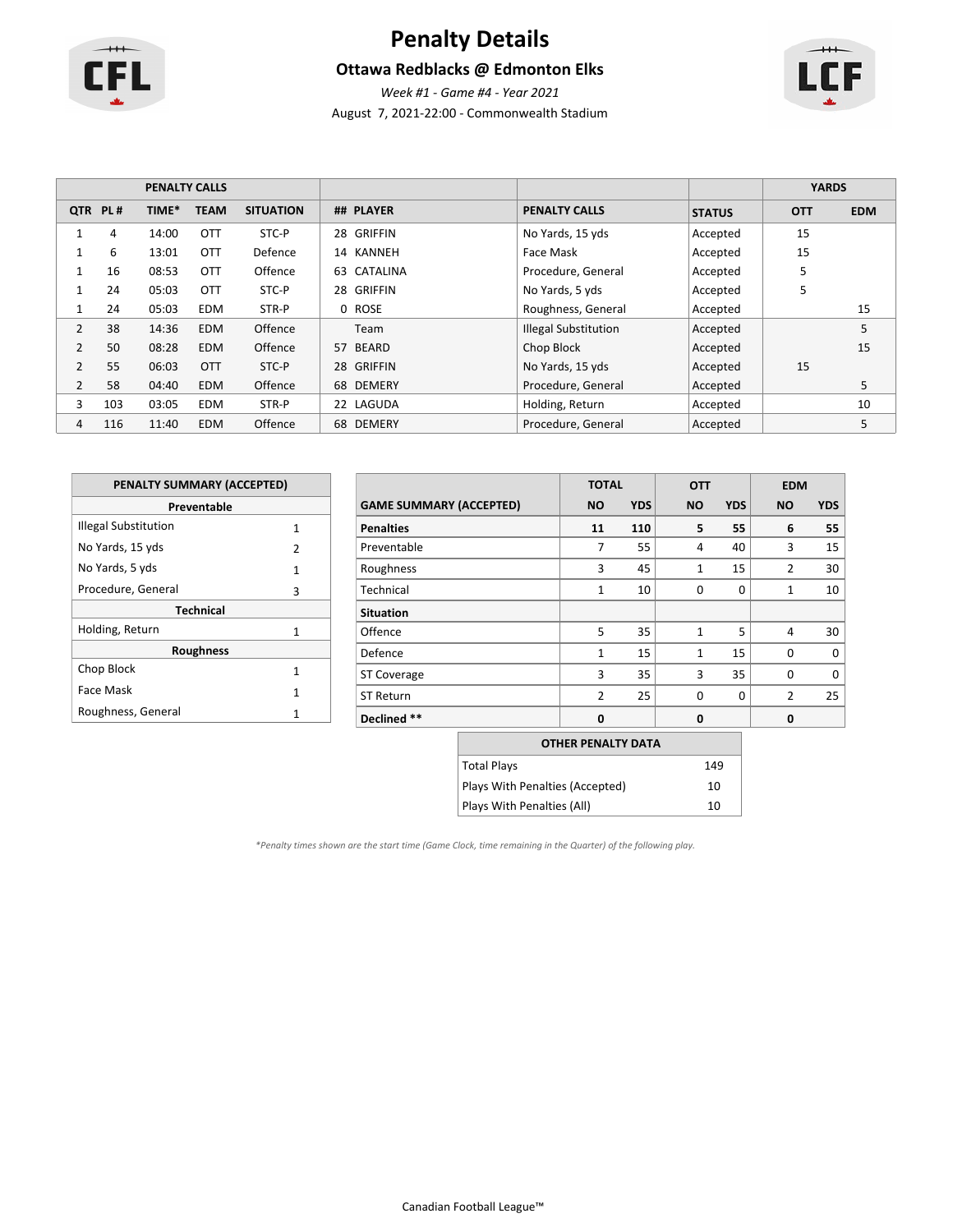# Penalty Details

## Ottawa Redblacks @ Edmonton Elks

*Week #1 - Game #4 - Year 2021*

August 7, 2021-22:00 - Commonwealth Stadium

| PENALTY CALLS | | | | | | | | | YARDS | |
|---|---|---|---|---|---|---|---|---|---|---|
| QTR | PL # | TIME* | TEAM | SITUATION | ## | PLAYER | PENALTY CALLS | STATUS | OTT | EDM |
| 1 | 4 | 14:00 | OTT | STC-P | 28 | GRIFFIN | No Yards, 15 yds | Accepted | 15 | |
| 1 | 6 | 13:01 | OTT | Defence | 14 | KANNEH | Face Mask | Accepted | 15 | |
| 1 | 16 | 08:53 | OTT | Offence | 63 | CATALINA | Procedure, General | Accepted | 5 | |
| 1 | 24 | 05:03 | OTT | STC-P | 28 | GRIFFIN | No Yards, 5 yds | Accepted | 5 | |
| 1 | 24 | 05:03 | EDM | STR-P | 0 | ROSE | Roughness, General | Accepted | | 15 |
| 2 | 38 | 14:36 | EDM | Offence | | Team | Illegal Substitution | Accepted | | 5 |
| 2 | 50 | 08:28 | EDM | Offence | 57 | BEARD | Chop Block | Accepted | | 15 |
| 2 | 55 | 06:03 | OTT | STC-P | 28 | GRIFFIN | No Yards, 15 yds | Accepted | 15 | |
| 2 | 58 | 04:40 | EDM | Offence | 68 | DEMERY | Procedure, General | Accepted | | 5 |
| 3 | 103 | 03:05 | EDM | STR-P | 22 | LAGUDA | Holding, Return | Accepted | | 10 |
| 4 | 116 | 11:40 | EDM | Offence | 68 | DEMERY | Procedure, General | Accepted | | 5 |

| PENALTY SUMMARY (ACCEPTED) | |
|---|---|
| **Preventable** | |
| Illegal Substitution | 1 |
| No Yards, 15 yds | 2 |
| No Yards, 5 yds | 1 |
| Procedure, General | 3 |
| **Technical** | |
| Holding, Return | 1 |
| **Roughness** | |
| Chop Block | 1 |
| Face Mask | 1 |
| Roughness, General | 1 |

| GAME SUMMARY (ACCEPTED) | TOTAL | | OTT | | EDM | |
|---|---|---|---|---|---|---|
| | NO | YDS | NO | YDS | NO | YDS |
| **Penalties** | **11** | **110** | **5** | **55** | **6** | **55** |
| Preventable | 7 | 55 | 4 | 40 | 3 | 15 |
| Roughness | 3 | 45 | 1 | 15 | 2 | 30 |
| Technical | 1 | 10 | 0 | 0 | 1 | 10 |
| **Situation** | | | | | | |
| Offence | 5 | 35 | 1 | 5 | 4 | 30 |
| Defence | 1 | 15 | 1 | 15 | 0 | 0 |
| ST Coverage | 3 | 35 | 3 | 35 | 0 | 0 |
| ST Return | 2 | 25 | 0 | 0 | 2 | 25 |
| **Declined \*\*** | **0** | | **0** | | **0** | |

| OTHER PENALTY DATA | |
|---|---|
| Total Plays | 149 |
| Plays With Penalties (Accepted) | 10 |
| Plays With Penalties (All) | 10 |

*\*Penalty times shown are the start time (Game Clock, time remaining in the Quarter) of the following play.*

Canadian Football League™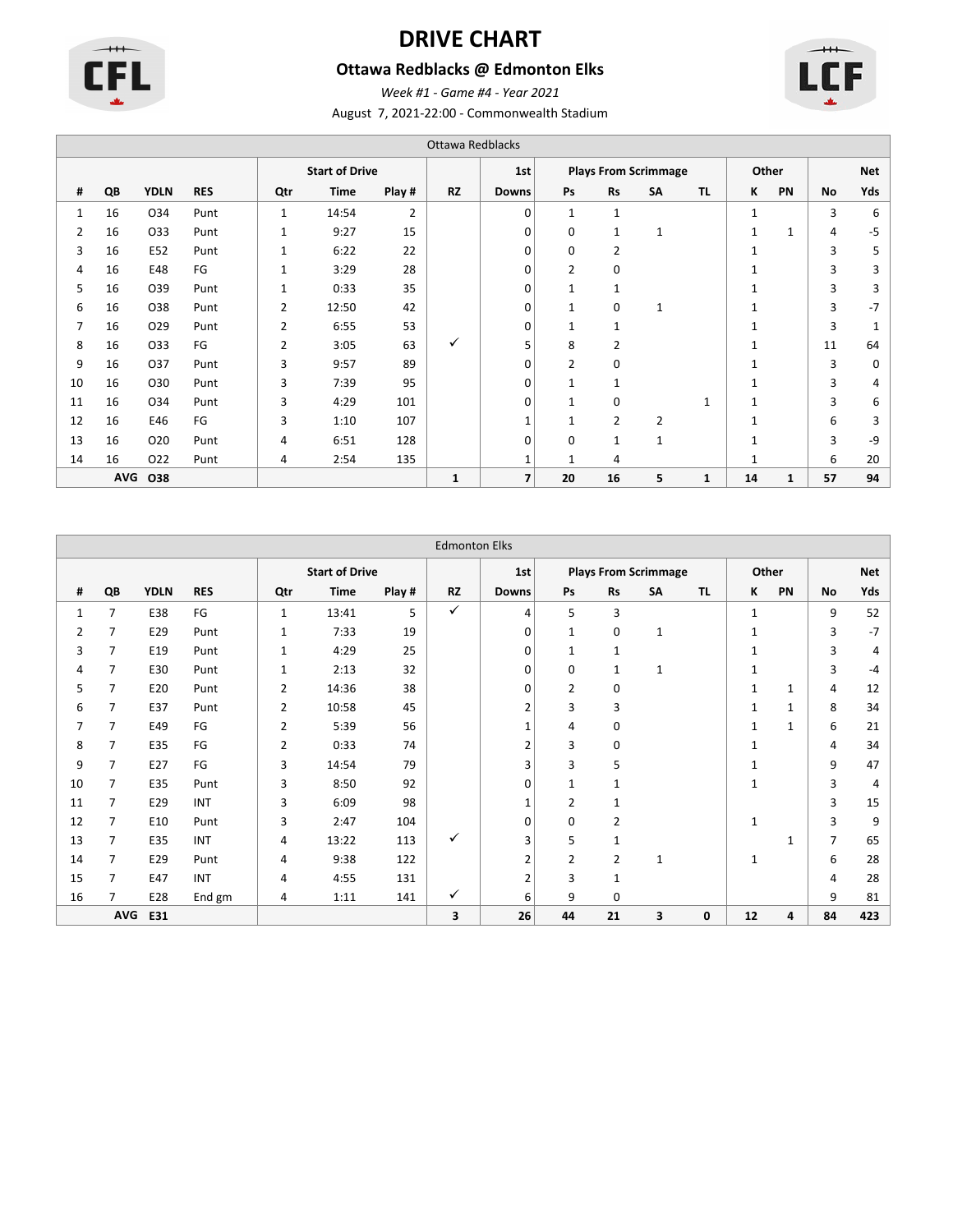# DRIVE CHART

## Ottawa Redblacks @ Edmonton Elks

*Week #1 - Game #4 - Year 2021*

August 7, 2021-22:00 - Commonwealth Stadium

| Ottawa Redblacks | | | | | | | | | | | | | | | | |
|---|---|---|---|---|---|---|---|---|---|---|---|---|---|---|---|---|
| | | | | Start of Drive | | | | 1st | Plays From Scrimmage | | | | Other | | | Net |
| # | QB | YDLN | RES | Qtr | Time | Play # | RZ | Downs | Ps | Rs | SA | TL | K | PN | No | Yds |
| 1 | 16 | O34 | Punt | 1 | 14:54 | 2 | | 0 | 1 | 1 | | | 1 | | 3 | 6 |
| 2 | 16 | O33 | Punt | 1 | 9:27 | 15 | | 0 | 0 | 1 | 1 | | 1 | 1 | 4 | -5 |
| 3 | 16 | E52 | Punt | 1 | 6:22 | 22 | | 0 | 0 | 2 | | | 1 | | 3 | 5 |
| 4 | 16 | E48 | FG | 1 | 3:29 | 28 | | 0 | 2 | 0 | | | 1 | | 3 | 3 |
| 5 | 16 | O39 | Punt | 1 | 0:33 | 35 | | 0 | 1 | 1 | | | 1 | | 3 | 3 |
| 6 | 16 | O38 | Punt | 2 | 12:50 | 42 | | 0 | 1 | 0 | 1 | | 1 | | 3 | -7 |
| 7 | 16 | O29 | Punt | 2 | 6:55 | 53 | | 0 | 1 | 1 | | | 1 | | 3 | 1 |
| 8 | 16 | O33 | FG | 2 | 3:05 | 63 | ✓ | 5 | 8 | 2 | | | 1 | | 11 | 64 |
| 9 | 16 | O37 | Punt | 3 | 9:57 | 89 | | 0 | 2 | 0 | | | 1 | | 3 | 0 |
| 10 | 16 | O30 | Punt | 3 | 7:39 | 95 | | 0 | 1 | 1 | | | 1 | | 3 | 4 |
| 11 | 16 | O34 | Punt | 3 | 4:29 | 101 | | 0 | 1 | 0 | | 1 | 1 | | 3 | 6 |
| 12 | 16 | E46 | FG | 3 | 1:10 | 107 | | 1 | 1 | 2 | 2 | | 1 | | 6 | 3 |
| 13 | 16 | O20 | Punt | 4 | 6:51 | 128 | | 0 | 0 | 1 | 1 | | 1 | | 3 | -9 |
| 14 | 16 | O22 | Punt | 4 | 2:54 | 135 | | 1 | 1 | 4 | | | 1 | | 6 | 20 |
| | AVG | O38 | | | | | 1 | 7 | 20 | 16 | 5 | 1 | 14 | 1 | 57 | 94 |

| Edmonton Elks | | | | | | | | | | | | | | | | |
|---|---|---|---|---|---|---|---|---|---|---|---|---|---|---|---|---|
| | | | | Start of Drive | | | | 1st | Plays From Scrimmage | | | | Other | | | Net |
| # | QB | YDLN | RES | Qtr | Time | Play # | RZ | Downs | Ps | Rs | SA | TL | K | PN | No | Yds |
| 1 | 7 | E38 | FG | 1 | 13:41 | 5 | ✓ | 4 | 5 | 3 | | | 1 | | 9 | 52 |
| 2 | 7 | E29 | Punt | 1 | 7:33 | 19 | | 0 | 1 | 0 | 1 | | 1 | | 3 | -7 |
| 3 | 7 | E19 | Punt | 1 | 4:29 | 25 | | 0 | 1 | 1 | | | 1 | | 3 | 4 |
| 4 | 7 | E30 | Punt | 1 | 2:13 | 32 | | 0 | 0 | 1 | 1 | | 1 | | 3 | -4 |
| 5 | 7 | E20 | Punt | 2 | 14:36 | 38 | | 0 | 2 | 0 | | | 1 | 1 | 4 | 12 |
| 6 | 7 | E37 | Punt | 2 | 10:58 | 45 | | 2 | 3 | 3 | | | 1 | 1 | 8 | 34 |
| 7 | 7 | E49 | FG | 2 | 5:39 | 56 | | 1 | 4 | 0 | | | 1 | 1 | 6 | 21 |
| 8 | 7 | E35 | FG | 2 | 0:33 | 74 | | 2 | 3 | 0 | | | 1 | | 4 | 34 |
| 9 | 7 | E27 | FG | 3 | 14:54 | 79 | | 3 | 3 | 5 | | | 1 | | 9 | 47 |
| 10 | 7 | E35 | Punt | 3 | 8:50 | 92 | | 0 | 1 | 1 | | | 1 | | 3 | 4 |
| 11 | 7 | E29 | INT | 3 | 6:09 | 98 | | 1 | 2 | 1 | | | | | 3 | 15 |
| 12 | 7 | E10 | Punt | 3 | 2:47 | 104 | | 0 | 0 | 2 | | | 1 | | 3 | 9 |
| 13 | 7 | E35 | INT | 4 | 13:22 | 113 | ✓ | 3 | 5 | 1 | | | | 1 | 7 | 65 |
| 14 | 7 | E29 | Punt | 4 | 9:38 | 122 | | 2 | 2 | 2 | 1 | | 1 | | 6 | 28 |
| 15 | 7 | E47 | INT | 4 | 4:55 | 131 | | 2 | 3 | 1 | | | | | 4 | 28 |
| 16 | 7 | E28 | End gm | 4 | 1:11 | 141 | ✓ | 6 | 9 | 0 | | | | | 9 | 81 |
| | AVG | E31 | | | | | 3 | 26 | 44 | 21 | 3 | 0 | 12 | 4 | 84 | 423 |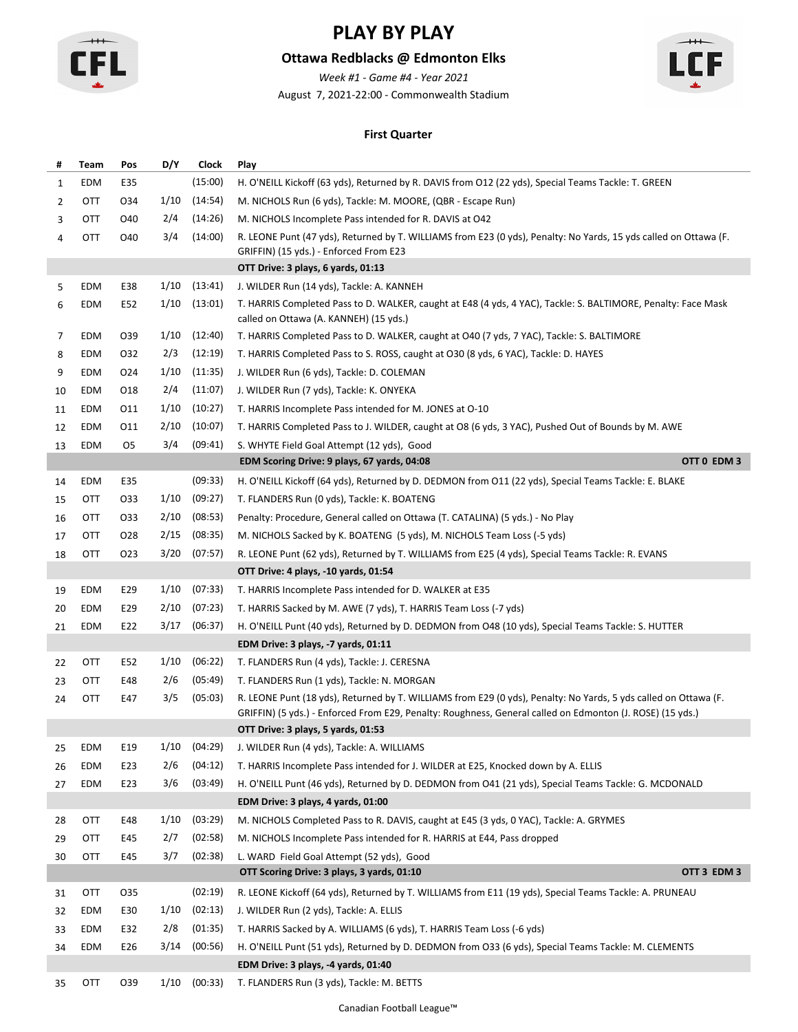# PLAY BY PLAY

## Ottawa Redblacks @ Edmonton Elks

*Week #1 - Game #4 - Year 2021*

August 7, 2021-22:00 - Commonwealth Stadium

### First Quarter

| # | Team | Pos | D/Y | Clock | Play |
|---|---|---|---|---|---|
| 1 | EDM | E35 | | (15:00) | H. O'NEILL Kickoff (63 yds), Returned by R. DAVIS from O12 (22 yds), Special Teams Tackle: T. GREEN |
| 2 | OTT | O34 | 1/10 | (14:54) | M. NICHOLS Run (6 yds), Tackle: M. MOORE, (QBR - Escape Run) |
| 3 | OTT | O40 | 2/4 | (14:26) | M. NICHOLS Incomplete Pass intended for R. DAVIS at O42 |
| 4 | OTT | O40 | 3/4 | (14:00) | R. LEONE Punt (47 yds), Returned by T. WILLIAMS from E23 (0 yds), Penalty: No Yards, 15 yds called on Ottawa (F. GRIFFIN) (15 yds.) - Enforced From E23 |
| | | | | | **OTT Drive: 3 plays, 6 yards, 01:13** |
| 5 | EDM | E38 | 1/10 | (13:41) | J. WILDER Run (14 yds), Tackle: A. KANNEH |
| 6 | EDM | E52 | 1/10 | (13:01) | T. HARRIS Completed Pass to D. WALKER, caught at E48 (4 yds, 4 YAC), Tackle: S. BALTIMORE, Penalty: Face Mask called on Ottawa (A. KANNEH) (15 yds.) |
| 7 | EDM | O39 | 1/10 | (12:40) | T. HARRIS Completed Pass to D. WALKER, caught at O40 (7 yds, 7 YAC), Tackle: S. BALTIMORE |
| 8 | EDM | O32 | 2/3 | (12:19) | T. HARRIS Completed Pass to S. ROSS, caught at O30 (8 yds, 6 YAC), Tackle: D. HAYES |
| 9 | EDM | O24 | 1/10 | (11:35) | J. WILDER Run (6 yds), Tackle: D. COLEMAN |
| 10 | EDM | O18 | 2/4 | (11:07) | J. WILDER Run (7 yds), Tackle: K. ONYEKA |
| 11 | EDM | O11 | 1/10 | (10:27) | T. HARRIS Incomplete Pass intended for M. JONES at O-10 |
| 12 | EDM | O11 | 2/10 | (10:07) | T. HARRIS Completed Pass to J. WILDER, caught at O8 (6 yds, 3 YAC), Pushed Out of Bounds by M. AWE |
| 13 | EDM | O5 | 3/4 | (09:41) | S. WHYTE Field Goal Attempt (12 yds), Good |
| | | | | | **EDM Scoring Drive: 9 plays, 67 yards, 04:08** — **OTT 0 EDM 3** |
| 14 | EDM | E35 | | (09:33) | H. O'NEILL Kickoff (64 yds), Returned by D. DEDMON from O11 (22 yds), Special Teams Tackle: E. BLAKE |
| 15 | OTT | O33 | 1/10 | (09:27) | T. FLANDERS Run (0 yds), Tackle: K. BOATENG |
| 16 | OTT | O33 | 2/10 | (08:53) | Penalty: Procedure, General called on Ottawa (T. CATALINA) (5 yds.) - No Play |
| 17 | OTT | O28 | 2/15 | (08:35) | M. NICHOLS Sacked by K. BOATENG (5 yds), M. NICHOLS Team Loss (-5 yds) |
| 18 | OTT | O23 | 3/20 | (07:57) | R. LEONE Punt (62 yds), Returned by T. WILLIAMS from E25 (4 yds), Special Teams Tackle: R. EVANS |
| | | | | | **OTT Drive: 4 plays, -10 yards, 01:54** |
| 19 | EDM | E29 | 1/10 | (07:33) | T. HARRIS Incomplete Pass intended for D. WALKER at E35 |
| 20 | EDM | E29 | 2/10 | (07:23) | T. HARRIS Sacked by M. AWE (7 yds), T. HARRIS Team Loss (-7 yds) |
| 21 | EDM | E22 | 3/17 | (06:37) | H. O'NEILL Punt (40 yds), Returned by D. DEDMON from O48 (10 yds), Special Teams Tackle: S. HUTTER |
| | | | | | **EDM Drive: 3 plays, -7 yards, 01:11** |
| 22 | OTT | E52 | 1/10 | (06:22) | T. FLANDERS Run (4 yds), Tackle: J. CERESNA |
| 23 | OTT | E48 | 2/6 | (05:49) | T. FLANDERS Run (1 yds), Tackle: N. MORGAN |
| 24 | OTT | E47 | 3/5 | (05:03) | R. LEONE Punt (18 yds), Returned by T. WILLIAMS from E29 (0 yds), Penalty: No Yards, 5 yds called on Ottawa (F. GRIFFIN) (5 yds.) - Enforced From E29, Penalty: Roughness, General called on Edmonton (J. ROSE) (15 yds.) |
| | | | | | **OTT Drive: 3 plays, 5 yards, 01:53** |
| 25 | EDM | E19 | 1/10 | (04:29) | J. WILDER Run (4 yds), Tackle: A. WILLIAMS |
| 26 | EDM | E23 | 2/6 | (04:12) | T. HARRIS Incomplete Pass intended for J. WILDER at E25, Knocked down by A. ELLIS |
| 27 | EDM | E23 | 3/6 | (03:49) | H. O'NEILL Punt (46 yds), Returned by D. DEDMON from O41 (21 yds), Special Teams Tackle: G. MCDONALD |
| | | | | | **EDM Drive: 3 plays, 4 yards, 01:00** |
| 28 | OTT | E48 | 1/10 | (03:29) | M. NICHOLS Completed Pass to R. DAVIS, caught at E45 (3 yds, 0 YAC), Tackle: A. GRYMES |
| 29 | OTT | E45 | 2/7 | (02:58) | M. NICHOLS Incomplete Pass intended for R. HARRIS at E44, Pass dropped |
| 30 | OTT | E45 | 3/7 | (02:38) | L. WARD Field Goal Attempt (52 yds), Good |
| | | | | | **OTT Scoring Drive: 3 plays, 3 yards, 01:10** — **OTT 3 EDM 3** |
| 31 | OTT | O35 | | (02:19) | R. LEONE Kickoff (64 yds), Returned by T. WILLIAMS from E11 (19 yds), Special Teams Tackle: A. PRUNEAU |
| 32 | EDM | E30 | 1/10 | (02:13) | J. WILDER Run (2 yds), Tackle: A. ELLIS |
| 33 | EDM | E32 | 2/8 | (01:35) | T. HARRIS Sacked by A. WILLIAMS (6 yds), T. HARRIS Team Loss (-6 yds) |
| 34 | EDM | E26 | 3/14 | (00:56) | H. O'NEILL Punt (51 yds), Returned by D. DEDMON from O33 (6 yds), Special Teams Tackle: M. CLEMENTS |
| | | | | | **EDM Drive: 3 plays, -4 yards, 01:40** |
| 35 | OTT | O39 | 1/10 | (00:33) | T. FLANDERS Run (3 yds), Tackle: M. BETTS |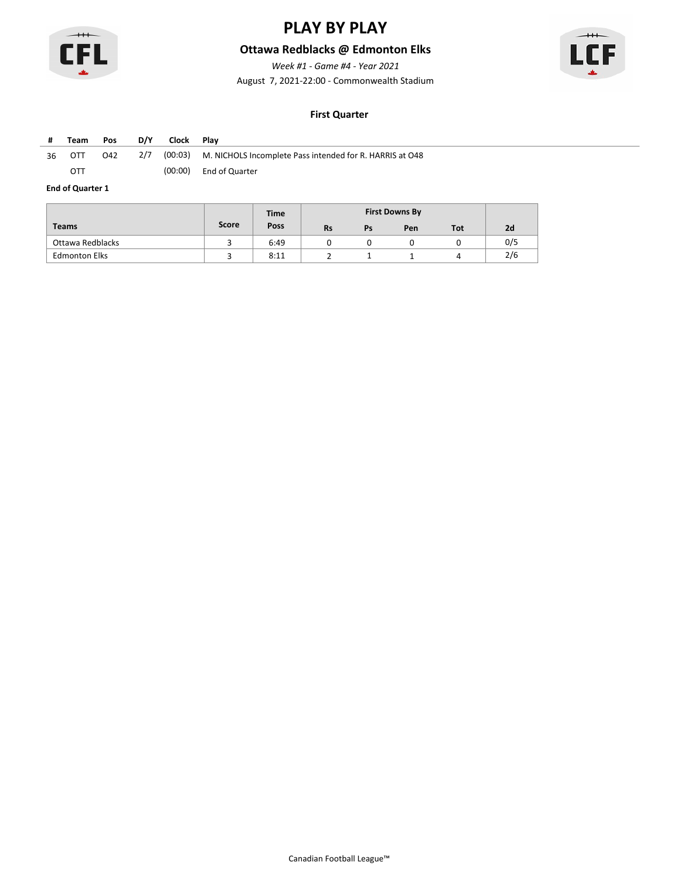# PLAY BY PLAY

## Ottawa Redblacks @ Edmonton Elks

*Week #1 - Game #4 - Year 2021*

August 7, 2021-22:00 - Commonwealth Stadium

### First Quarter

| # | Team | Pos | D/Y | Clock | Play |
|---|---|---|---|---|---|
| 36 | OTT | O42 | 2/7 | (00:03) | M. NICHOLS Incomplete Pass intended for R. HARRIS at O48 |
| | OTT | | | (00:00) | End of Quarter |

**End of Quarter 1**

| Teams | Score | Time Poss | First Downs By | | | | 2d |
|---|---|---|---|---|---|---|---|
| | | | Rs | Ps | Pen | Tot | |
| Ottawa Redblacks | 3 | 6:49 | 0 | 0 | 0 | 0 | 0/5 |
| Edmonton Elks | 3 | 8:11 | 2 | 1 | 1 | 4 | 2/6 |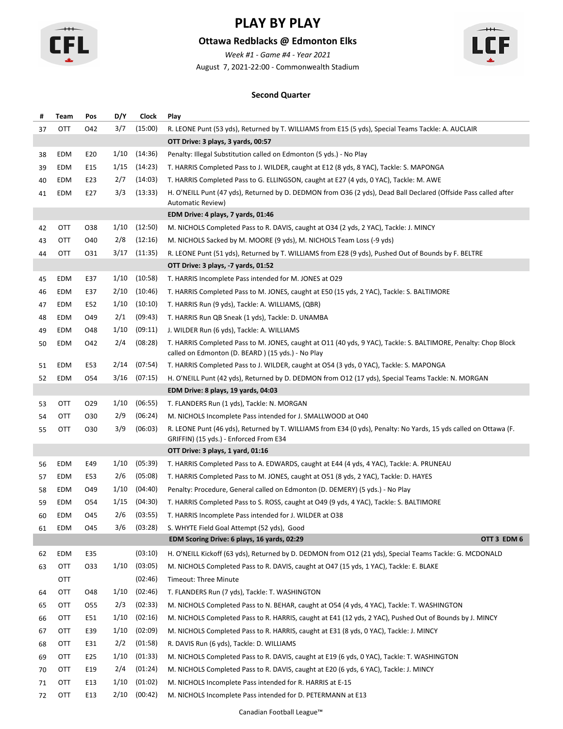# PLAY BY PLAY

## Ottawa Redblacks @ Edmonton Elks

*Week #1 - Game #4 - Year 2021*

August 7, 2021-22:00 - Commonwealth Stadium

### Second Quarter

| # | Team | Pos | D/Y | Clock | Play |
|---|---|---|---|---|---|
| 37 | OTT | O42 | 3/7 | (15:00) | R. LEONE Punt (53 yds), Returned by T. WILLIAMS from E15 (5 yds), Special Teams Tackle: A. AUCLAIR |
| | | | | | **OTT Drive: 3 plays, 3 yards, 00:57** |
| 38 | EDM | E20 | 1/10 | (14:36) | Penalty: Illegal Substitution called on Edmonton (5 yds.) - No Play |
| 39 | EDM | E15 | 1/15 | (14:23) | T. HARRIS Completed Pass to J. WILDER, caught at E12 (8 yds, 8 YAC), Tackle: S. MAPONGA |
| 40 | EDM | E23 | 2/7 | (14:03) | T. HARRIS Completed Pass to G. ELLINGSON, caught at E27 (4 yds, 0 YAC), Tackle: M. AWE |
| 41 | EDM | E27 | 3/3 | (13:33) | H. O'NEILL Punt (47 yds), Returned by D. DEDMON from O36 (2 yds), Dead Ball Declared (Offside Pass called after Automatic Review) |
| | | | | | **EDM Drive: 4 plays, 7 yards, 01:46** |
| 42 | OTT | O38 | 1/10 | (12:50) | M. NICHOLS Completed Pass to R. DAVIS, caught at O34 (2 yds, 2 YAC), Tackle: J. MINCY |
| 43 | OTT | O40 | 2/8 | (12:16) | M. NICHOLS Sacked by M. MOORE (9 yds), M. NICHOLS Team Loss (-9 yds) |
| 44 | OTT | O31 | 3/17 | (11:35) | R. LEONE Punt (51 yds), Returned by T. WILLIAMS from E28 (9 yds), Pushed Out of Bounds by F. BELTRE |
| | | | | | **OTT Drive: 3 plays, -7 yards, 01:52** |
| 45 | EDM | E37 | 1/10 | (10:58) | T. HARRIS Incomplete Pass intended for M. JONES at O29 |
| 46 | EDM | E37 | 2/10 | (10:46) | T. HARRIS Completed Pass to M. JONES, caught at E50 (15 yds, 2 YAC), Tackle: S. BALTIMORE |
| 47 | EDM | E52 | 1/10 | (10:10) | T. HARRIS Run (9 yds), Tackle: A. WILLIAMS, (QBR) |
| 48 | EDM | O49 | 2/1 | (09:43) | T. HARRIS Run QB Sneak (1 yds), Tackle: D. UNAMBA |
| 49 | EDM | O48 | 1/10 | (09:11) | J. WILDER Run (6 yds), Tackle: A. WILLIAMS |
| 50 | EDM | O42 | 2/4 | (08:28) | T. HARRIS Completed Pass to M. JONES, caught at O11 (40 yds, 9 YAC), Tackle: S. BALTIMORE, Penalty: Chop Block called on Edmonton (D. BEARD ) (15 yds.) - No Play |
| 51 | EDM | E53 | 2/14 | (07:54) | T. HARRIS Completed Pass to J. WILDER, caught at O54 (3 yds, 0 YAC), Tackle: S. MAPONGA |
| 52 | EDM | O54 | 3/16 | (07:15) | H. O'NEILL Punt (42 yds), Returned by D. DEDMON from O12 (17 yds), Special Teams Tackle: N. MORGAN |
| | | | | | **EDM Drive: 8 plays, 19 yards, 04:03** |
| 53 | OTT | O29 | 1/10 | (06:55) | T. FLANDERS Run (1 yds), Tackle: N. MORGAN |
| 54 | OTT | O30 | 2/9 | (06:24) | M. NICHOLS Incomplete Pass intended for J. SMALLWOOD at O40 |
| 55 | OTT | O30 | 3/9 | (06:03) | R. LEONE Punt (46 yds), Returned by T. WILLIAMS from E34 (0 yds), Penalty: No Yards, 15 yds called on Ottawa (F. GRIFFIN) (15 yds.) - Enforced From E34 |
| | | | | | **OTT Drive: 3 plays, 1 yard, 01:16** |
| 56 | EDM | E49 | 1/10 | (05:39) | T. HARRIS Completed Pass to A. EDWARDS, caught at E44 (4 yds, 4 YAC), Tackle: A. PRUNEAU |
| 57 | EDM | E53 | 2/6 | (05:08) | T. HARRIS Completed Pass to M. JONES, caught at O51 (8 yds, 2 YAC), Tackle: D. HAYES |
| 58 | EDM | O49 | 1/10 | (04:40) | Penalty: Procedure, General called on Edmonton (D. DEMERY) (5 yds.) - No Play |
| 59 | EDM | O54 | 1/15 | (04:30) | T. HARRIS Completed Pass to S. ROSS, caught at O49 (9 yds, 4 YAC), Tackle: S. BALTIMORE |
| 60 | EDM | O45 | 2/6 | (03:55) | T. HARRIS Incomplete Pass intended for J. WILDER at O38 |
| 61 | EDM | O45 | 3/6 | (03:28) | S. WHYTE Field Goal Attempt (52 yds), Good |
| | | | | | **EDM Scoring Drive: 6 plays, 16 yards, 02:29** — **OTT 3 EDM 6** |
| 62 | EDM | E35 | | (03:10) | H. O'NEILL Kickoff (63 yds), Returned by D. DEDMON from O12 (21 yds), Special Teams Tackle: G. MCDONALD |
| 63 | OTT | O33 | 1/10 | (03:05) | M. NICHOLS Completed Pass to R. DAVIS, caught at O47 (15 yds, 1 YAC), Tackle: E. BLAKE |
| | OTT | | | (02:46) | Timeout: Three Minute |
| 64 | OTT | O48 | 1/10 | (02:46) | T. FLANDERS Run (7 yds), Tackle: T. WASHINGTON |
| 65 | OTT | O55 | 2/3 | (02:33) | M. NICHOLS Completed Pass to N. BEHAR, caught at O54 (4 yds, 4 YAC), Tackle: T. WASHINGTON |
| 66 | OTT | E51 | 1/10 | (02:16) | M. NICHOLS Completed Pass to R. HARRIS, caught at E41 (12 yds, 2 YAC), Pushed Out of Bounds by J. MINCY |
| 67 | OTT | E39 | 1/10 | (02:09) | M. NICHOLS Completed Pass to R. HARRIS, caught at E31 (8 yds, 0 YAC), Tackle: J. MINCY |
| 68 | OTT | E31 | 2/2 | (01:58) | R. DAVIS Run (6 yds), Tackle: D. WILLIAMS |
| 69 | OTT | E25 | 1/10 | (01:33) | M. NICHOLS Completed Pass to R. DAVIS, caught at E19 (6 yds, 0 YAC), Tackle: T. WASHINGTON |
| 70 | OTT | E19 | 2/4 | (01:24) | M. NICHOLS Completed Pass to R. DAVIS, caught at E20 (6 yds, 6 YAC), Tackle: J. MINCY |
| 71 | OTT | E13 | 1/10 | (01:02) | M. NICHOLS Incomplete Pass intended for R. HARRIS at E-15 |
| 72 | OTT | E13 | 2/10 | (00:42) | M. NICHOLS Incomplete Pass intended for D. PETERMANN at E13 |

Canadian Football League™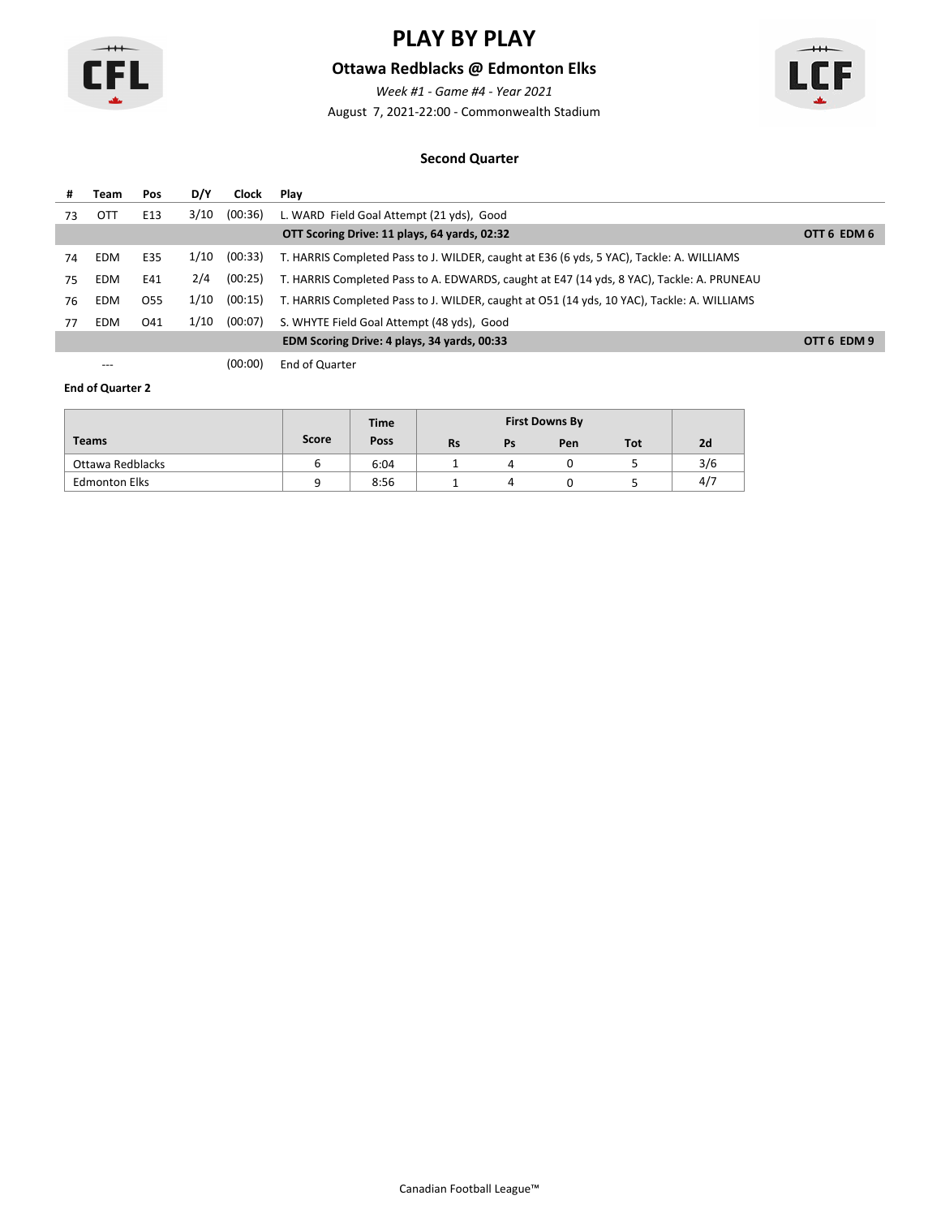# PLAY BY PLAY

## Ottawa Redblacks @ Edmonton Elks

*Week #1 - Game #4 - Year 2021*

August 7, 2021-22:00 - Commonwealth Stadium

### Second Quarter

| # | Team | Pos | D/Y | Clock | Play | |
|---|---|---|---|---|---|---|
| 73 | OTT | E13 | 3/10 | (00:36) | L. WARD Field Goal Attempt (21 yds), Good | |
| | | | | | **OTT Scoring Drive: 11 plays, 64 yards, 02:32** | **OTT 6 EDM 6** |
| 74 | EDM | E35 | 1/10 | (00:33) | T. HARRIS Completed Pass to J. WILDER, caught at E36 (6 yds, 5 YAC), Tackle: A. WILLIAMS | |
| 75 | EDM | E41 | 2/4 | (00:25) | T. HARRIS Completed Pass to A. EDWARDS, caught at E47 (14 yds, 8 YAC), Tackle: A. PRUNEAU | |
| 76 | EDM | O55 | 1/10 | (00:15) | T. HARRIS Completed Pass to J. WILDER, caught at O51 (14 yds, 10 YAC), Tackle: A. WILLIAMS | |
| 77 | EDM | O41 | 1/10 | (00:07) | S. WHYTE Field Goal Attempt (48 yds), Good | |
| | | | | | **EDM Scoring Drive: 4 plays, 34 yards, 00:33** | **OTT 6 EDM 9** |
| | --- | | | (00:00) | End of Quarter | |

**End of Quarter 2**

| Teams | Score | Time Poss | First Downs By | | | | 2d |
|---|---|---|---|---|---|---|---|
| | | | Rs | Ps | Pen | Tot | |
| Ottawa Redblacks | 6 | 6:04 | 1 | 4 | 0 | 5 | 3/6 |
| Edmonton Elks | 9 | 8:56 | 1 | 4 | 0 | 5 | 4/7 |

Canadian Football League™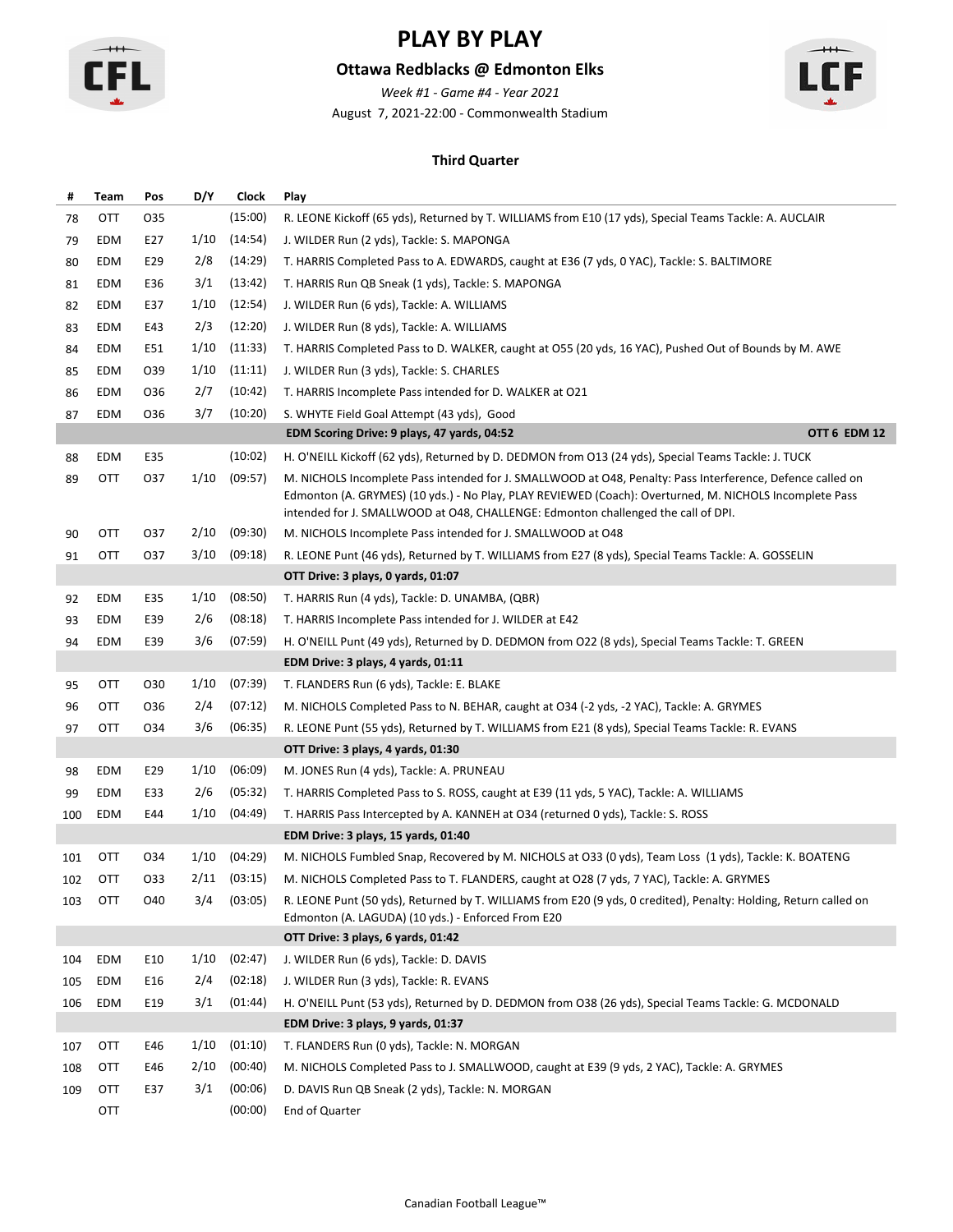# PLAY BY PLAY

## Ottawa Redblacks @ Edmonton Elks

*Week #1 - Game #4 - Year 2021*

August 7, 2021-22:00 - Commonwealth Stadium

### Third Quarter

| # | Team | Pos | D/Y | Clock | Play |
|---|---|---|---|---|---|
| 78 | OTT | O35 | | (15:00) | R. LEONE Kickoff (65 yds), Returned by T. WILLIAMS from E10 (17 yds), Special Teams Tackle: A. AUCLAIR |
| 79 | EDM | E27 | 1/10 | (14:54) | J. WILDER Run (2 yds), Tackle: S. MAPONGA |
| 80 | EDM | E29 | 2/8 | (14:29) | T. HARRIS Completed Pass to A. EDWARDS, caught at E36 (7 yds, 0 YAC), Tackle: S. BALTIMORE |
| 81 | EDM | E36 | 3/1 | (13:42) | T. HARRIS Run QB Sneak (1 yds), Tackle: S. MAPONGA |
| 82 | EDM | E37 | 1/10 | (12:54) | J. WILDER Run (6 yds), Tackle: A. WILLIAMS |
| 83 | EDM | E43 | 2/3 | (12:20) | J. WILDER Run (8 yds), Tackle: A. WILLIAMS |
| 84 | EDM | E51 | 1/10 | (11:33) | T. HARRIS Completed Pass to D. WALKER, caught at O55 (20 yds, 16 YAC), Pushed Out of Bounds by M. AWE |
| 85 | EDM | O39 | 1/10 | (11:11) | J. WILDER Run (3 yds), Tackle: S. CHARLES |
| 86 | EDM | O36 | 2/7 | (10:42) | T. HARRIS Incomplete Pass intended for D. WALKER at O21 |
| 87 | EDM | O36 | 3/7 | (10:20) | S. WHYTE Field Goal Attempt (43 yds), Good |
| | | | | | **EDM Scoring Drive: 9 plays, 47 yards, 04:52** — **OTT 6 EDM 12** |
| 88 | EDM | E35 | | (10:02) | H. O'NEILL Kickoff (62 yds), Returned by D. DEDMON from O13 (24 yds), Special Teams Tackle: J. TUCK |
| 89 | OTT | O37 | 1/10 | (09:57) | M. NICHOLS Incomplete Pass intended for J. SMALLWOOD at O48, Penalty: Pass Interference, Defence called on Edmonton (A. GRYMES) (10 yds.) - No Play, PLAY REVIEWED (Coach): Overturned, M. NICHOLS Incomplete Pass intended for J. SMALLWOOD at O48, CHALLENGE: Edmonton challenged the call of DPI. |
| 90 | OTT | O37 | 2/10 | (09:30) | M. NICHOLS Incomplete Pass intended for J. SMALLWOOD at O48 |
| 91 | OTT | O37 | 3/10 | (09:18) | R. LEONE Punt (46 yds), Returned by T. WILLIAMS from E27 (8 yds), Special Teams Tackle: A. GOSSELIN |
| | | | | | **OTT Drive: 3 plays, 0 yards, 01:07** |
| 92 | EDM | E35 | 1/10 | (08:50) | T. HARRIS Run (4 yds), Tackle: D. UNAMBA, (QBR) |
| 93 | EDM | E39 | 2/6 | (08:18) | T. HARRIS Incomplete Pass intended for J. WILDER at E42 |
| 94 | EDM | E39 | 3/6 | (07:59) | H. O'NEILL Punt (49 yds), Returned by D. DEDMON from O22 (8 yds), Special Teams Tackle: T. GREEN |
| | | | | | **EDM Drive: 3 plays, 4 yards, 01:11** |
| 95 | OTT | O30 | 1/10 | (07:39) | T. FLANDERS Run (6 yds), Tackle: E. BLAKE |
| 96 | OTT | O36 | 2/4 | (07:12) | M. NICHOLS Completed Pass to N. BEHAR, caught at O34 (-2 yds, -2 YAC), Tackle: A. GRYMES |
| 97 | OTT | O34 | 3/6 | (06:35) | R. LEONE Punt (55 yds), Returned by T. WILLIAMS from E21 (8 yds), Special Teams Tackle: R. EVANS |
| | | | | | **OTT Drive: 3 plays, 4 yards, 01:30** |
| 98 | EDM | E29 | 1/10 | (06:09) | M. JONES Run (4 yds), Tackle: A. PRUNEAU |
| 99 | EDM | E33 | 2/6 | (05:32) | T. HARRIS Completed Pass to S. ROSS, caught at E39 (11 yds, 5 YAC), Tackle: A. WILLIAMS |
| 100 | EDM | E44 | 1/10 | (04:49) | T. HARRIS Pass Intercepted by A. KANNEH at O34 (returned 0 yds), Tackle: S. ROSS |
| | | | | | **EDM Drive: 3 plays, 15 yards, 01:40** |
| 101 | OTT | O34 | 1/10 | (04:29) | M. NICHOLS Fumbled Snap, Recovered by M. NICHOLS at O33 (0 yds), Team Loss (1 yds), Tackle: K. BOATENG |
| 102 | OTT | O33 | 2/11 | (03:15) | M. NICHOLS Completed Pass to T. FLANDERS, caught at O28 (7 yds, 7 YAC), Tackle: A. GRYMES |
| 103 | OTT | O40 | 3/4 | (03:05) | R. LEONE Punt (50 yds), Returned by T. WILLIAMS from E20 (9 yds, 0 credited), Penalty: Holding, Return called on Edmonton (A. LAGUDA) (10 yds.) - Enforced From E20 |
| | | | | | **OTT Drive: 3 plays, 6 yards, 01:42** |
| 104 | EDM | E10 | 1/10 | (02:47) | J. WILDER Run (6 yds), Tackle: D. DAVIS |
| 105 | EDM | E16 | 2/4 | (02:18) | J. WILDER Run (3 yds), Tackle: R. EVANS |
| 106 | EDM | E19 | 3/1 | (01:44) | H. O'NEILL Punt (53 yds), Returned by D. DEDMON from O38 (26 yds), Special Teams Tackle: G. MCDONALD |
| | | | | | **EDM Drive: 3 plays, 9 yards, 01:37** |
| 107 | OTT | E46 | 1/10 | (01:10) | T. FLANDERS Run (0 yds), Tackle: N. MORGAN |
| 108 | OTT | E46 | 2/10 | (00:40) | M. NICHOLS Completed Pass to J. SMALLWOOD, caught at E39 (9 yds, 2 YAC), Tackle: A. GRYMES |
| 109 | OTT | E37 | 3/1 | (00:06) | D. DAVIS Run QB Sneak (2 yds), Tackle: N. MORGAN |
| | OTT | | | (00:00) | End of Quarter |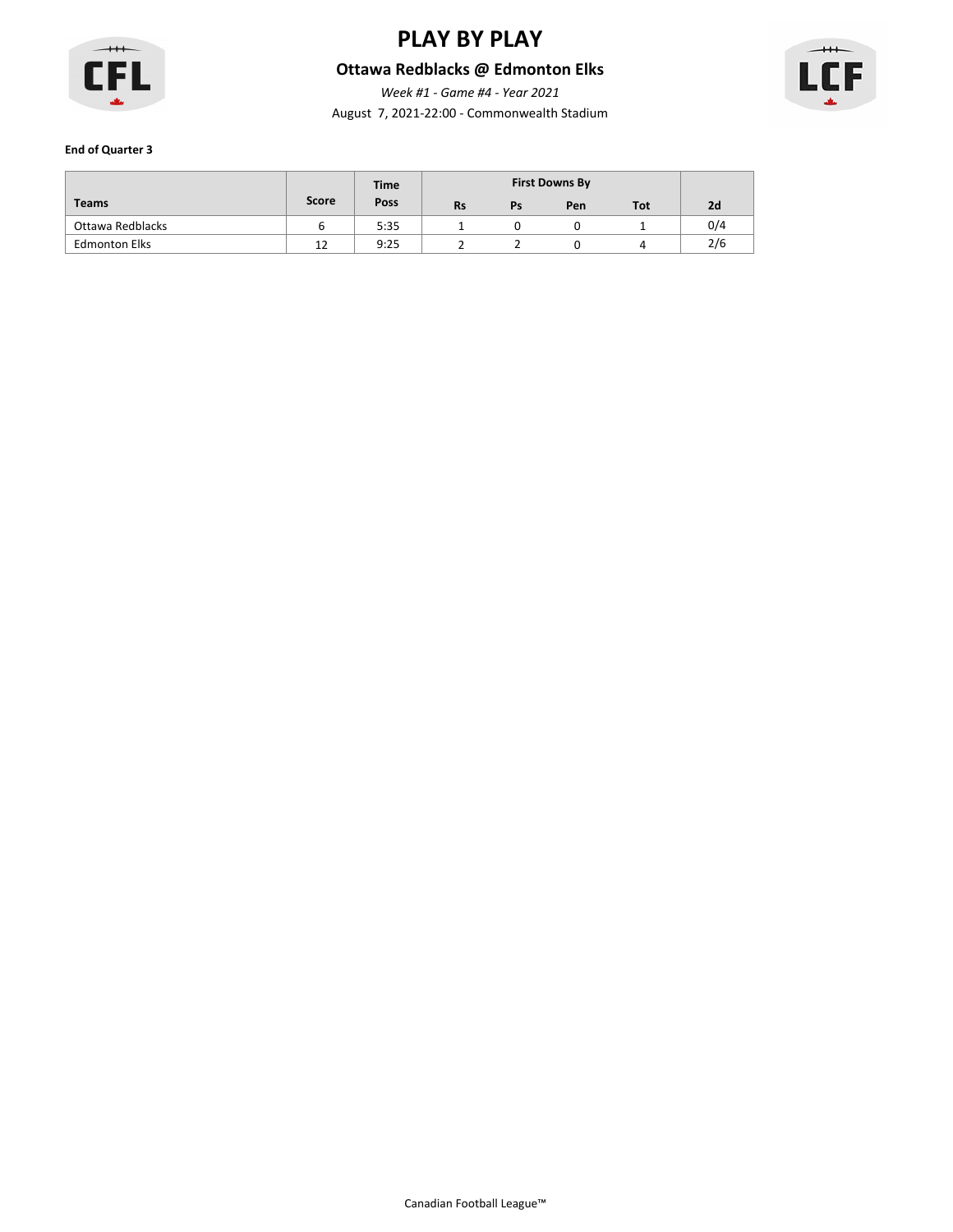# PLAY BY PLAY

## Ottawa Redblacks @ Edmonton Elks

*Week #1 - Game #4 - Year 2021*

August 7, 2021-22:00 - Commonwealth Stadium

**End of Quarter 3**

| Teams | Score | Time Poss | First Downs By | | | | 2d |
|---|---|---|---|---|---|---|---|
| | | | Rs | Ps | Pen | Tot | |
| Ottawa Redblacks | 6 | 5:35 | 1 | 0 | 0 | 1 | 0/4 |
| Edmonton Elks | 12 | 9:25 | 2 | 2 | 0 | 4 | 2/6 |

Canadian Football League™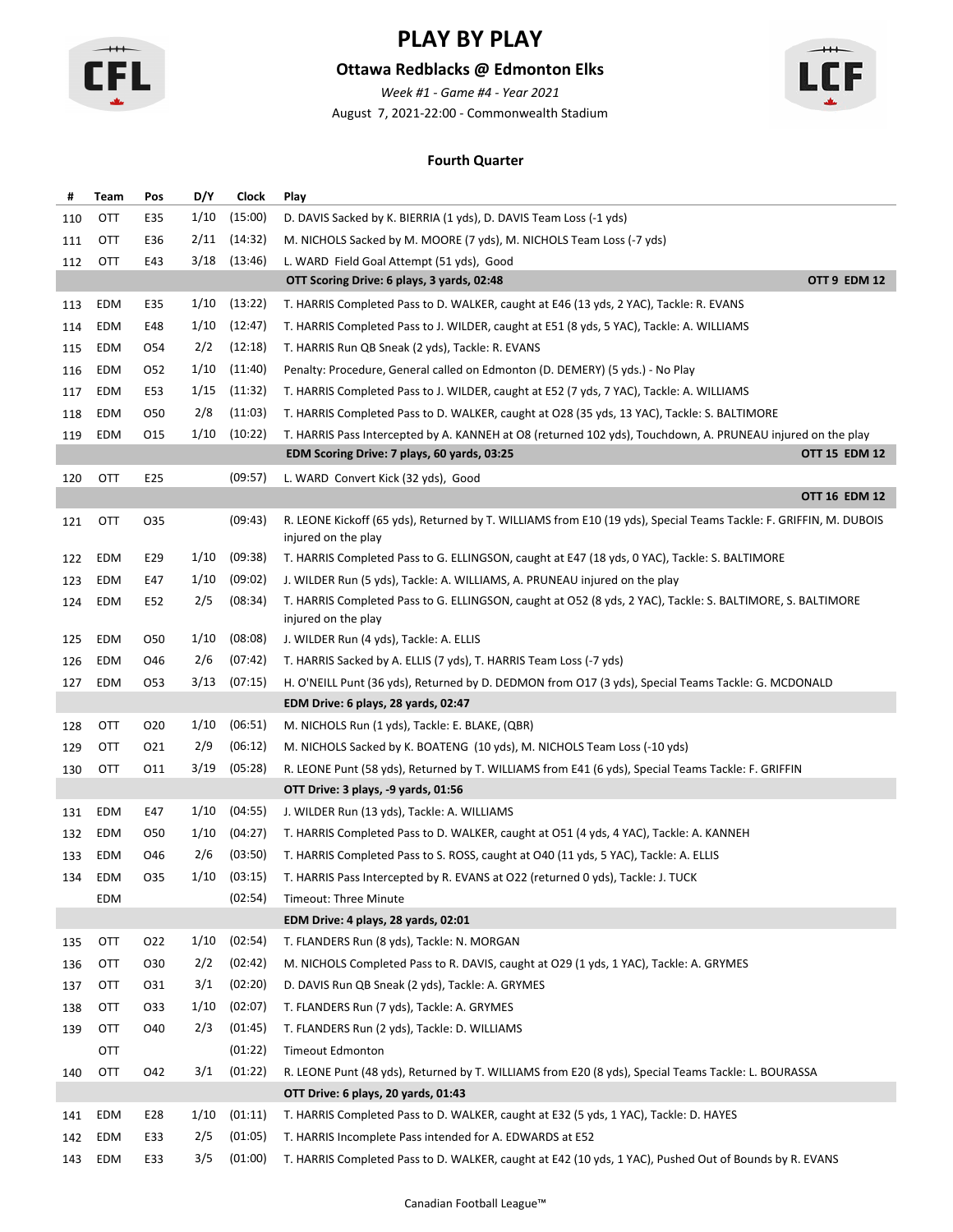# PLAY BY PLAY

## Ottawa Redblacks @ Edmonton Elks

*Week #1 - Game #4 - Year 2021*

August 7, 2021-22:00 - Commonwealth Stadium

### Fourth Quarter

| # | Team | Pos | D/Y | Clock | Play |
|---|---|---|---|---|---|
| 110 | OTT | E35 | 1/10 | (15:00) | D. DAVIS Sacked by K. BIERRIA (1 yds), D. DAVIS Team Loss (-1 yds) |
| 111 | OTT | E36 | 2/11 | (14:32) | M. NICHOLS Sacked by M. MOORE (7 yds), M. NICHOLS Team Loss (-7 yds) |
| 112 | OTT | E43 | 3/18 | (13:46) | L. WARD Field Goal Attempt (51 yds), Good |
| | | | | | **OTT Scoring Drive: 6 plays, 3 yards, 02:48** — **OTT 9 EDM 12** |
| 113 | EDM | E35 | 1/10 | (13:22) | T. HARRIS Completed Pass to D. WALKER, caught at E46 (13 yds, 2 YAC), Tackle: R. EVANS |
| 114 | EDM | E48 | 1/10 | (12:47) | T. HARRIS Completed Pass to J. WILDER, caught at E51 (8 yds, 5 YAC), Tackle: A. WILLIAMS |
| 115 | EDM | O54 | 2/2 | (12:18) | T. HARRIS Run QB Sneak (2 yds), Tackle: R. EVANS |
| 116 | EDM | O52 | 1/10 | (11:40) | Penalty: Procedure, General called on Edmonton (D. DEMERY) (5 yds.) - No Play |
| 117 | EDM | E53 | 1/15 | (11:32) | T. HARRIS Completed Pass to J. WILDER, caught at E52 (7 yds, 7 YAC), Tackle: A. WILLIAMS |
| 118 | EDM | O50 | 2/8 | (11:03) | T. HARRIS Completed Pass to D. WALKER, caught at O28 (35 yds, 13 YAC), Tackle: S. BALTIMORE |
| 119 | EDM | O15 | 1/10 | (10:22) | T. HARRIS Pass Intercepted by A. KANNEH at O8 (returned 102 yds), Touchdown, A. PRUNEAU injured on the play |
| | | | | | **EDM Scoring Drive: 7 plays, 60 yards, 03:25** — **OTT 15 EDM 12** |
| 120 | OTT | E25 | | (09:57) | L. WARD Convert Kick (32 yds), Good |
| | | | | | **OTT 16 EDM 12** |
| 121 | OTT | O35 | | (09:43) | R. LEONE Kickoff (65 yds), Returned by T. WILLIAMS from E10 (19 yds), Special Teams Tackle: F. GRIFFIN, M. DUBOIS injured on the play |
| 122 | EDM | E29 | 1/10 | (09:38) | T. HARRIS Completed Pass to G. ELLINGSON, caught at E47 (18 yds, 0 YAC), Tackle: S. BALTIMORE |
| 123 | EDM | E47 | 1/10 | (09:02) | J. WILDER Run (5 yds), Tackle: A. WILLIAMS, A. PRUNEAU injured on the play |
| 124 | EDM | E52 | 2/5 | (08:34) | T. HARRIS Completed Pass to G. ELLINGSON, caught at O52 (8 yds, 2 YAC), Tackle: S. BALTIMORE, S. BALTIMORE injured on the play |
| 125 | EDM | O50 | 1/10 | (08:08) | J. WILDER Run (4 yds), Tackle: A. ELLIS |
| 126 | EDM | O46 | 2/6 | (07:42) | T. HARRIS Sacked by A. ELLIS (7 yds), T. HARRIS Team Loss (-7 yds) |
| 127 | EDM | O53 | 3/13 | (07:15) | H. O'NEILL Punt (36 yds), Returned by D. DEDMON from O17 (3 yds), Special Teams Tackle: G. MCDONALD |
| | | | | | **EDM Drive: 6 plays, 28 yards, 02:47** |
| 128 | OTT | O20 | 1/10 | (06:51) | M. NICHOLS Run (1 yds), Tackle: E. BLAKE, (QBR) |
| 129 | OTT | O21 | 2/9 | (06:12) | M. NICHOLS Sacked by K. BOATENG (10 yds), M. NICHOLS Team Loss (-10 yds) |
| 130 | OTT | O11 | 3/19 | (05:28) | R. LEONE Punt (58 yds), Returned by T. WILLIAMS from E41 (6 yds), Special Teams Tackle: F. GRIFFIN |
| | | | | | **OTT Drive: 3 plays, -9 yards, 01:56** |
| 131 | EDM | E47 | 1/10 | (04:55) | J. WILDER Run (13 yds), Tackle: A. WILLIAMS |
| 132 | EDM | O50 | 1/10 | (04:27) | T. HARRIS Completed Pass to D. WALKER, caught at O51 (4 yds, 4 YAC), Tackle: A. KANNEH |
| 133 | EDM | O46 | 2/6 | (03:50) | T. HARRIS Completed Pass to S. ROSS, caught at O40 (11 yds, 5 YAC), Tackle: A. ELLIS |
| 134 | EDM | O35 | 1/10 | (03:15) | T. HARRIS Pass Intercepted by R. EVANS at O22 (returned 0 yds), Tackle: J. TUCK |
| | EDM | | | (02:54) | Timeout: Three Minute |
| | | | | | **EDM Drive: 4 plays, 28 yards, 02:01** |
| 135 | OTT | O22 | 1/10 | (02:54) | T. FLANDERS Run (8 yds), Tackle: N. MORGAN |
| 136 | OTT | O30 | 2/2 | (02:42) | M. NICHOLS Completed Pass to R. DAVIS, caught at O29 (1 yds, 1 YAC), Tackle: A. GRYMES |
| 137 | OTT | O31 | 3/1 | (02:20) | D. DAVIS Run QB Sneak (2 yds), Tackle: A. GRYMES |
| 138 | OTT | O33 | 1/10 | (02:07) | T. FLANDERS Run (7 yds), Tackle: A. GRYMES |
| 139 | OTT | O40 | 2/3 | (01:45) | T. FLANDERS Run (2 yds), Tackle: D. WILLIAMS |
| | OTT | | | (01:22) | Timeout Edmonton |
| 140 | OTT | O42 | 3/1 | (01:22) | R. LEONE Punt (48 yds), Returned by T. WILLIAMS from E20 (8 yds), Special Teams Tackle: L. BOURASSA |
| | | | | | **OTT Drive: 6 plays, 20 yards, 01:43** |
| 141 | EDM | E28 | 1/10 | (01:11) | T. HARRIS Completed Pass to D. WALKER, caught at E32 (5 yds, 1 YAC), Tackle: D. HAYES |
| 142 | EDM | E33 | 2/5 | (01:05) | T. HARRIS Incomplete Pass intended for A. EDWARDS at E52 |
| 143 | EDM | E33 | 3/5 | (01:00) | T. HARRIS Completed Pass to D. WALKER, caught at E42 (10 yds, 1 YAC), Pushed Out of Bounds by R. EVANS |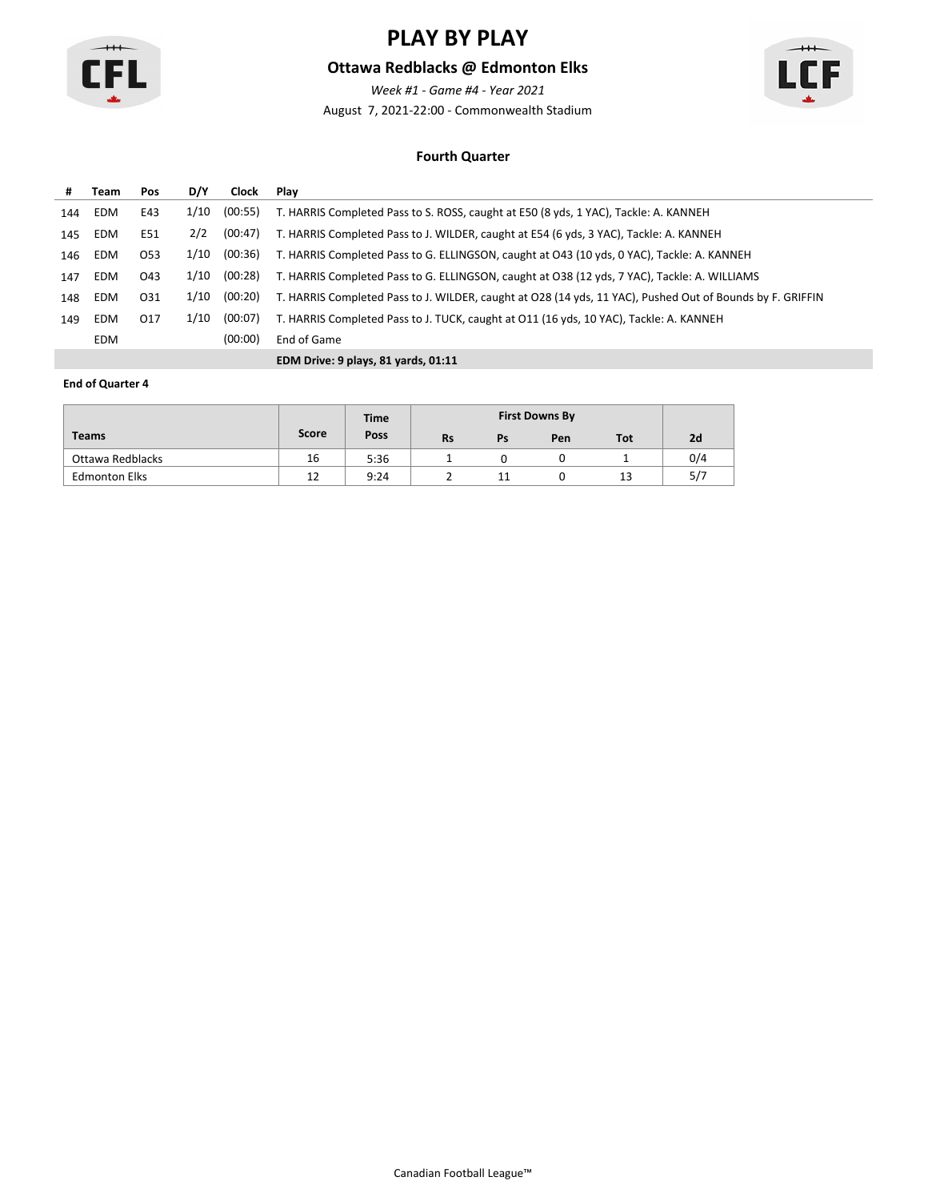# PLAY BY PLAY

## Ottawa Redblacks @ Edmonton Elks

*Week #1 - Game #4 - Year 2021*

August 7, 2021-22:00 - Commonwealth Stadium

### Fourth Quarter

| # | Team | Pos | D/Y | Clock | Play |
|---|---|---|---|---|---|
| 144 | EDM | E43 | 1/10 | (00:55) | T. HARRIS Completed Pass to S. ROSS, caught at E50 (8 yds, 1 YAC), Tackle: A. KANNEH |
| 145 | EDM | E51 | 2/2 | (00:47) | T. HARRIS Completed Pass to J. WILDER, caught at E54 (6 yds, 3 YAC), Tackle: A. KANNEH |
| 146 | EDM | O53 | 1/10 | (00:36) | T. HARRIS Completed Pass to G. ELLINGSON, caught at O43 (10 yds, 0 YAC), Tackle: A. KANNEH |
| 147 | EDM | O43 | 1/10 | (00:28) | T. HARRIS Completed Pass to G. ELLINGSON, caught at O38 (12 yds, 7 YAC), Tackle: A. WILLIAMS |
| 148 | EDM | O31 | 1/10 | (00:20) | T. HARRIS Completed Pass to J. WILDER, caught at O28 (14 yds, 11 YAC), Pushed Out of Bounds by F. GRIFFIN |
| 149 | EDM | O17 | 1/10 | (00:07) | T. HARRIS Completed Pass to J. TUCK, caught at O11 (16 yds, 10 YAC), Tackle: A. KANNEH |
| | EDM | | | (00:00) | End of Game |
| | | | | | **EDM Drive: 9 plays, 81 yards, 01:11** |

**End of Quarter 4**

| Teams | Score | Time Poss | First Downs By | | | | 2d |
|---|---|---|---|---|---|---|---|
| | | | Rs | Ps | Pen | Tot | |
| Ottawa Redblacks | 16 | 5:36 | 1 | 0 | 0 | 1 | 0/4 |
| Edmonton Elks | 12 | 9:24 | 2 | 11 | 0 | 13 | 5/7 |